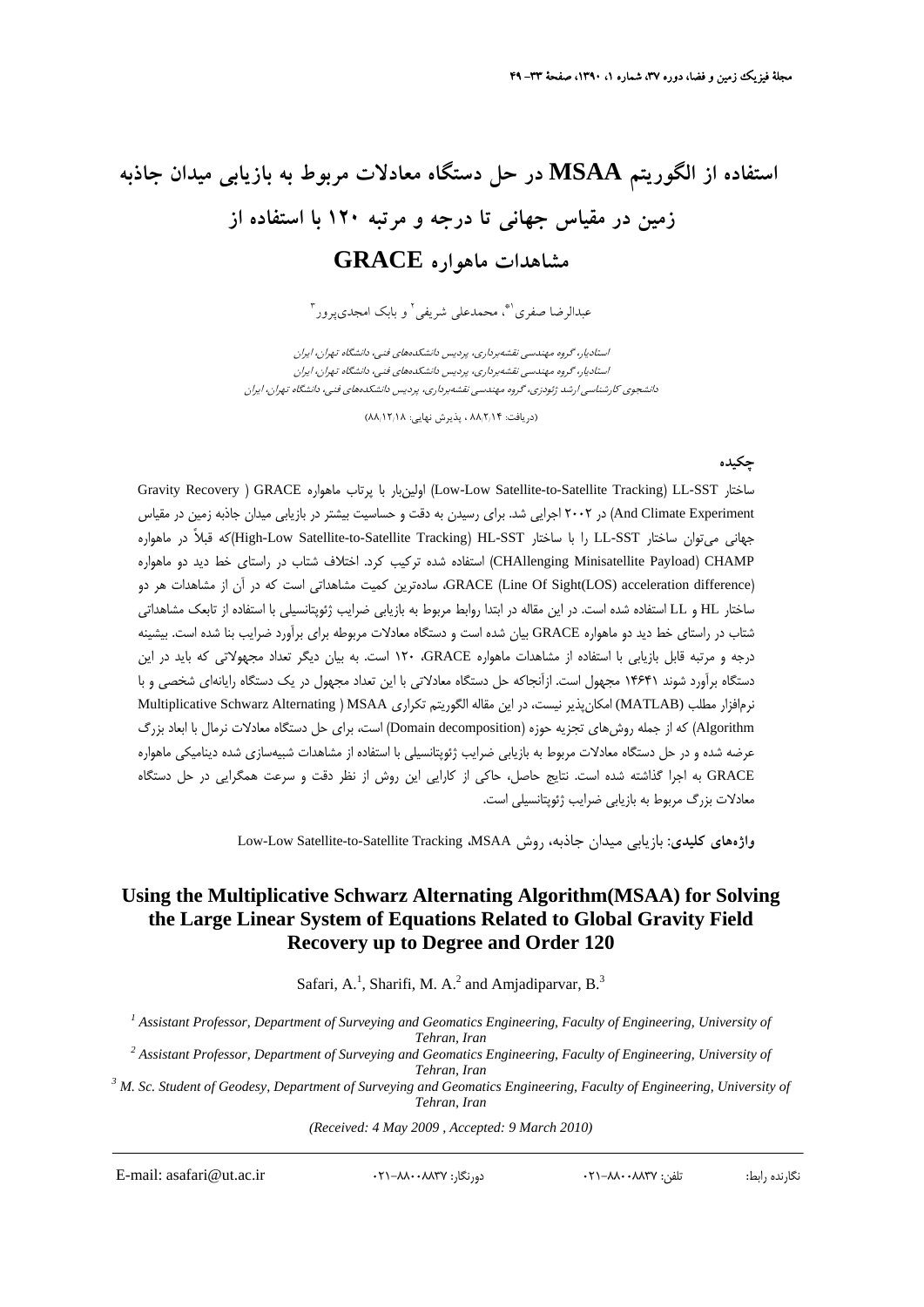# استفاده از الگوریتم MSAA در حل دستگاه معادلات مربوط به بازیابی میدان جاذبه زمین در مقیاس جهانی تا درجه و مرتبه ۱۲۰ با استفاده از مشاهدات ماهواره GRACE

عبدالرضا صفری[۱*]، محمدعلی شریفی[۲] و بابک امجدی‌پرور[۳]

[۱] استادیار، گروه مهندسی نقشه‌برداری، پردیس دانشکده‌های فنی، دانشگاه تهران، ایران
[۲] استادیار، گروه مهندسی نقشه‌برداری، پردیس دانشکده‌های فنی، دانشگاه تهران، ایران
[۳] دانشجوی کارشناسی ارشد ژئودزی، گروه مهندسی نقشه‌برداری، پردیس دانشکده‌های فنی، دانشگاه تهران، ایران

(دریافت: ۸۸/۲/۱۴ ، پذیرش نهایی: ۸۸/۱۲/۱۸)

## چکیده

ساختار LL-SST (Low-Low Satellite-to-Satellite Tracking) اولین‌بار با پرتاب ماهواره GRACE (Gravity Recovery And Climate Experiment) در ۲۰۰۲ اجرایی شد. برای رسیدن به دقت و حساسیت بیشتر در بازیابی میدان جاذبه زمین در مقیاس جهانی می‌توان ساختار LL-SST را با ساختار HL-SST (High-Low Satellite-to-Satellite Tracking)که قبلاً در ماهواره CHAMP (CHAllenging Minisatellite Payload) استفاده شده ترکیب کرد. اختلاف شتاب در راستای خط دید دو ماهواره GRACE (Line Of Sight(LOS) acceleration difference)، ساده‌ترین کمیت مشاهداتی است که در آن از مشاهدات هر دو ساختار HL و LL استفاده شده است. در این مقاله در ابتدا روابط مربوط به بازیابی ضرایب ژئوپتانسیلی با استفاده از تابعک مشاهداتی شتاب در راستای خط دید دو ماهواره GRACE بیان شده است و دستگاه معادلات مربوطه برای برآورد ضرایب بنا شده است. بیشینه درجه و مرتبه قابل بازیابی با استفاده از مشاهدات ماهواره GRACE، ۱۲۰ است. به بیان دیگر تعداد مجهولاتی که باید در این دستگاه برآورد شوند ۱۴۶۴۱ مجهول است. ازآنجاکه حل دستگاه معادلاتی با این تعداد مجهول در یک دستگاه رایانه‌ای شخصی و با نرم‌افزار مطلب (MATLAB) امکان‌پذیر نیست، در این مقاله الگوریتم تکراری MSAA (Multiplicative Schwarz Alternating Algorithm) که از جمله روش‌های تجزیه حوزه (Domain decomposition) است، برای حل دستگاه معادلات نرمال با ابعاد بزرگ عرضه شده و در حل دستگاه معادلات مربوط به بازیابی ضرایب ژئوپتانسیلی با استفاده از مشاهدات شبیه‌سازی شده دینامیکی ماهواره GRACE به اجرا گذاشته شده است. نتایج حاصل، حاکی از کارایی این روش از نظر دقت و سرعت همگرایی در حل دستگاه معادلات بزرگ مربوط به بازیابی ضرایب ژئوپتانسیلی است.

**واژه‌های کلیدی**: بازیابی میدان جاذبه، روش MSAA، Low-Low Satellite-to-Satellite Tracking

# Using the Multiplicative Schwarz Alternating Algorithm(MSAA) for Solving the Large Linear System of Equations Related to Global Gravity Field Recovery up to Degree and Order 120

Safari, A.[1], Sharifi, M. A.[2] and Amjadiparvar, B.[3]

*[1] Assistant Professor, Department of Surveying and Geomatics Engineering, Faculty of Engineering, University of Tehran, Iran*
*[2] Assistant Professor, Department of Surveying and Geomatics Engineering, Faculty of Engineering, University of Tehran, Iran*
*[3] M. Sc. Student of Geodesy, Department of Surveying and Geomatics Engineering, Faculty of Engineering, University of Tehran, Iran*

*(Received: 4 May 2009 , Accepted: 9 March 2010)*

نگارنده رابط: تلفن: ۸۸۰۰۸۸۳۷-۰۲۱ دورنگار: ۸۸۰۰۸۸۳۷-۰۲۱ E-mail: asafari@ut.ac.ir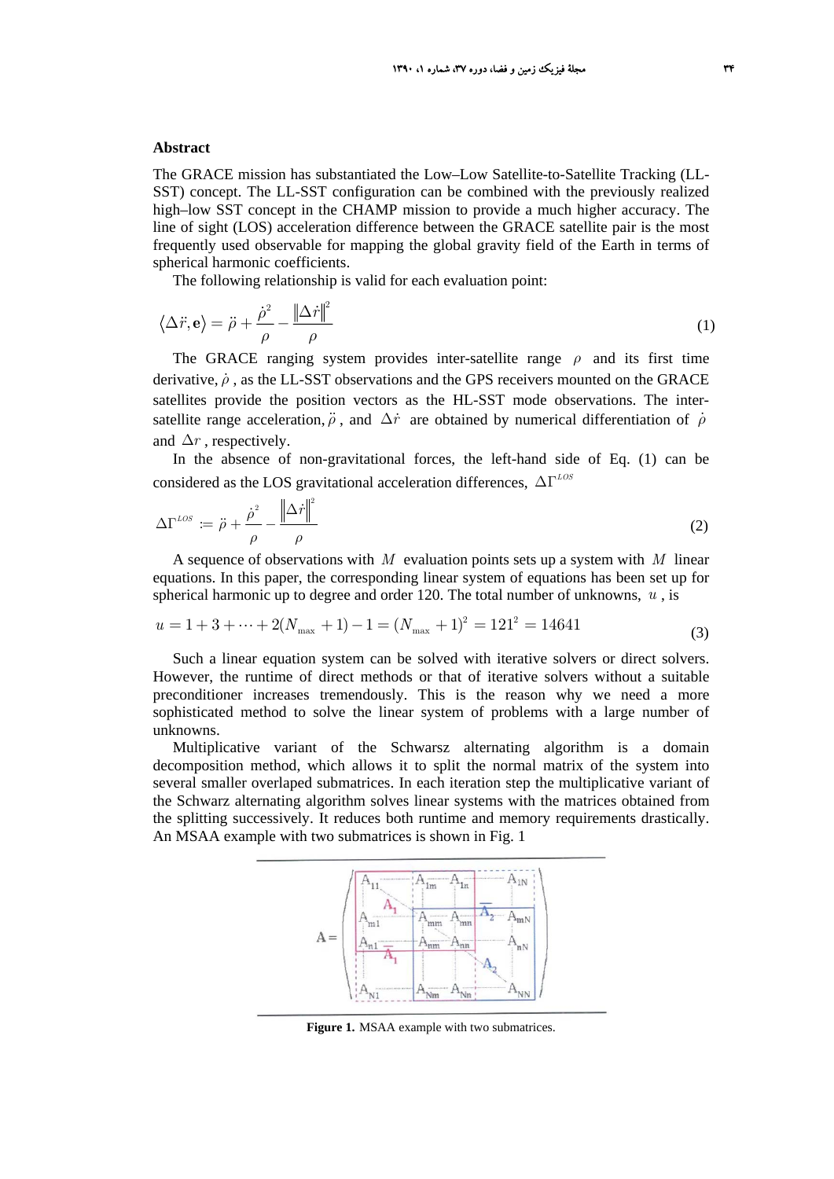## Abstract

The GRACE mission has substantiated the Low–Low Satellite-to-Satellite Tracking (LL-SST) concept. The LL-SST configuration can be combined with the previously realized high–low SST concept in the CHAMP mission to provide a much higher accuracy. The line of sight (LOS) acceleration difference between the GRACE satellite pair is the most frequently used observable for mapping the global gravity field of the Earth in terms of spherical harmonic coefficients.

The following relationship is valid for each evaluation point:

$$\langle \Delta \ddot{r}, \mathbf{e} \rangle = \ddot{\rho} + \frac{\dot{\rho}^2}{\rho} - \frac{\|\Delta \dot{r}\|^2}{\rho} \tag{1}$$

The GRACE ranging system provides inter-satellite range $\rho$ and its first time derivative, $\dot{\rho}$, as the LL-SST observations and the GPS receivers mounted on the GRACE satellites provide the position vectors as the HL-SST mode observations. The inter-satellite range acceleration, $\ddot{\rho}$, and $\Delta \dot{r}$ are obtained by numerical differentiation of $\dot{\rho}$ and $\Delta r$, respectively.

In the absence of non-gravitational forces, the left-hand side of Eq. (1) can be considered as the LOS gravitational acceleration differences, $\Delta \Gamma^{LOS}$

$$\Delta \Gamma^{LOS} := \ddot{\rho} + \frac{\dot{\rho}^2}{\rho} - \frac{\|\Delta \dot{r}\|^2}{\rho} \tag{2}$$

A sequence of observations with $M$ evaluation points sets up a system with $M$ linear equations. In this paper, the corresponding linear system of equations has been set up for spherical harmonic up to degree and order 120. The total number of unknowns, $u$, is

$$u = 1 + 3 + \cdots + 2(N_{\max} + 1) - 1 = (N_{\max} + 1)^2 = 121^2 = 14641 \tag{3}$$

Such a linear equation system can be solved with iterative solvers or direct solvers. However, the runtime of direct methods or that of iterative solvers without a suitable preconditioner increases tremendously. This is the reason why we need a more sophisticated method to solve the linear system of problems with a large number of unknowns.

Multiplicative variant of the Schwarsz alternating algorithm is a domain decomposition method, which allows it to split the normal matrix of the system into several smaller overlaped submatrices. In each iteration step the multiplicative variant of the Schwarz alternating algorithm solves linear systems with the matrices obtained from the splitting successively. It reduces both runtime and memory requirements drastically. An MSAA example with two submatrices is shown in Fig. 1

**Figure 1.** MSAA example with two submatrices.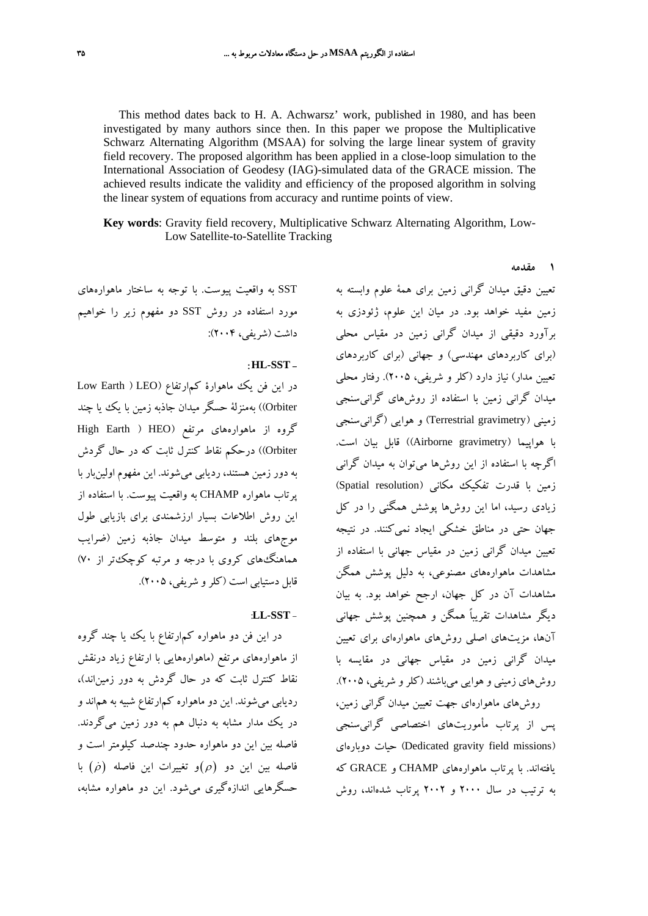This method dates back to H. A. Achwarsz' work, published in 1980, and has been investigated by many authors since then. In this paper we propose the Multiplicative Schwarz Alternating Algorithm (MSAA) for solving the large linear system of gravity field recovery. The proposed algorithm has been applied in a close-loop simulation to the International Association of Geodesy (IAG)-simulated data of the GRACE mission. The achieved results indicate the validity and efficiency of the proposed algorithm in solving the linear system of equations from accuracy and runtime points of view.

**Key words**: Gravity field recovery, Multiplicative Schwarz Alternating Algorithm, Low-Low Satellite-to-Satellite Tracking

## ۱ مقدمه

تعیین دقیق میدان گرانی زمین برای همهٔ علوم وابسته به زمین مفید خواهد بود. در میان این علوم، ژئودزی به برآورد دقیقی از میدان گرانی زمین در مقیاس محلی (برای کاربردهای مهندسی) و جهانی (برای کاربردهای تعیین مدار) نیاز دارد (کلر و شریفی، ۲۰۰۵). رفتار محلی میدان گرانی زمین با استفاده از روش‌های گرانی‌سنجی زمینی (Terrestrial gravimetry) و هوایی (گرانی‌سنجی با هواپیما (Airborne gravimetry)) قابل بیان است. اگرچه با استفاده از این روش‌ها می‌توان به میدان گرانی زمین با قدرت تفکیک مکانی (Spatial resolution) زیادی رسید، اما این روش‌ها پوشش همگنی را در کل جهان حتی در مناطق خشکی ایجاد نمی‌کنند. در نتیجه تعیین میدان گرانی زمین در مقیاس جهانی با استفاده از مشاهدات ماهواره‌های مصنوعی، به دلیل پوشش همگن مشاهدات آن در کل جهان، ارجح خواهد بود. به بیان دیگر مشاهدات تقریباً همگن و همچنین پوشش جهانی آن‌ها، مزیت‌های اصلی روش‌های ماهواره‌ای برای تعیین میدان گرانی زمین در مقیاس جهانی در مقایسه با روش‌های زمینی و هوایی می‌باشند (کلر و شریفی، ۲۰۰۵).

روش‌های ماهواره‌ای جهت تعیین میدان گرانی زمین، پس از پرتاب مأموریت‌های اختصاصی گرانی‌سنجی (Dedicated gravity field missions) حیات دوباره‌ای یافته‌اند. با پرتاب ماهواره‌های CHAMP و GRACE که به ترتیب در سال ۲۰۰۰ و ۲۰۰۲ پرتاب شده‌اند، روش SST به واقعیت پیوست. با توجه به ساختار ماهواره‌های مورد استفاده در روش SST دو مفهوم زیر را خواهیم داشت (شریفی، ۲۰۰۴):

- **HL-SST**:

در این فن یک ماهوارهٔ کم‌ارتفاع (Low Earth ) LEO Orbiter)) به‌منزلهٔ حسگر میدان جاذبه زمین با یک یا چند گروه از ماهواره‌های مرتفع (High Earth ) HEO Orbiter)) درحکم نقاط کنترل ثابت که در حال گردش به دور زمین هستند، ردیابی می‌شوند. این مفهوم اولین‌بار با پرتاب ماهواره CHAMP به واقعیت پیوست. با استفاده از این روش اطلاعات بسیار ارزشمندی برای بازیابی طول موج‌های بلند و متوسط میدان جاذبه زمین (ضرایب هماهنگ‌های کروی با درجه و مرتبه کوچک‌تر از ۷۰) قابل دستیابی است (کلر و شریفی، ۲۰۰۵).

- **LL-SST**:

در این فن دو ماهواره کم‌ارتفاع با یک یا چند گروه از ماهواره‌های مرتفع (ماهواره‌هایی با ارتفاع زیاد درنقش نقاط کنترل ثابت که در حال گردش به دور زمین‌اند)، ردیابی می‌شوند. این دو ماهواره کم‌ارتفاع شبیه به هم‌اند و در یک مدار مشابه به دنبال هم به دور زمین می‌گردند. فاصله بین این دو ماهواره حدود چندصد کیلومتر است و فاصله بین این دو $(\rho)$و تغییرات این فاصله $(\dot{\rho})$ با حسگرهایی اندازه‌گیری می‌شود. این دو ماهواره مشابه،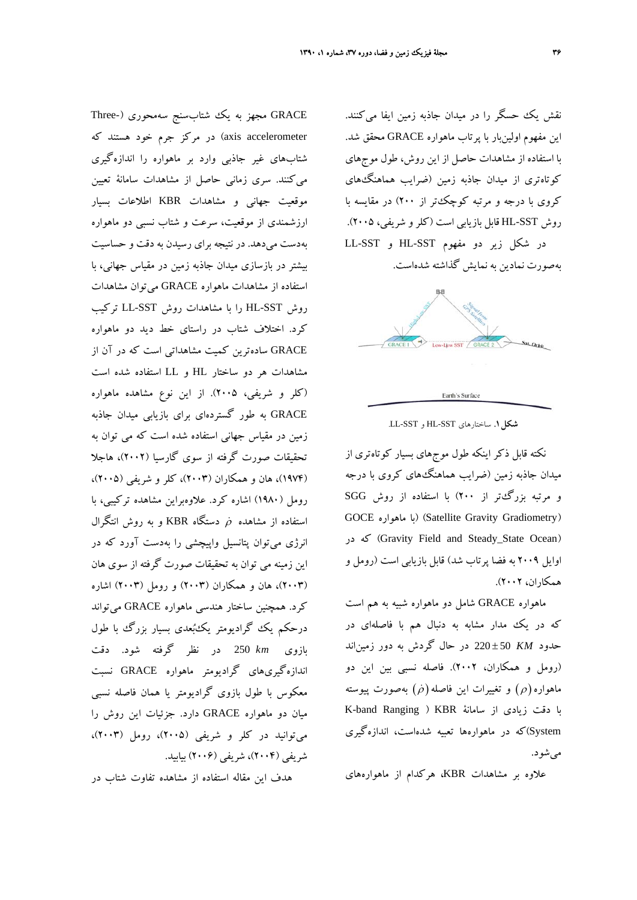نقش یک حسگر را در میدان جاذبه زمین ایفا می‌کنند. این مفهوم اولین‌بار با پرتاب ماهواره GRACE محقق شد. با استفاده از مشاهدات حاصل از این روش، طول موج‌های کوتاه‌تری از میدان جاذبه زمین (ضرایب هماهنگ‌های کروی با درجه و مرتبه کوچک‌تر از ۲۰۰) در مقایسه با روش HL-SST قابل بازیابی است (کلر و شریفی، ۲۰۰۵).

در شکل زیر دو مفهوم HL-SST و LL-SST به‌صورت نمادین به نمایش گذاشته شده‌است.

**شکل ۱.** ساختارهای HL-SST و LL-SST.

نکته قابل ذکر اینکه طول موج‌های بسیار کوتاه‌تری از میدان جاذبه زمین (ضرایب هماهنگ‌های کروی با درجه و مرتبه بزرگ‌تر از ۲۰۰) با استفاده از روش SGG (Satellite Gravity Gradiometry) (با ماهواره GOCE (Gravity Field and Steady_State Ocean) که در اوایل ۲۰۰۹ به فضا پرتاب شد) قابل بازیابی است (رومل و همکاران، ۲۰۰۲).

ماهواره GRACE شامل دو ماهواره شبیه به هم است که در یک مدار مشابه به دنبال هم با فاصله‌ای در حدود $220 \pm 50$ $KM$ در حال گردش به دور زمین‌اند (رومل و همکاران، ۲۰۰۲). فاصله نسبی بین این دو ماهواره $(\rho)$ و تغییرات این فاصله $(\dot{\rho})$ به‌صورت پیوسته با دقت زیادی از سامانهٔ KBR ( K-band Ranging System)که در ماهواره‌ها تعبیه شده‌است، اندازه‌گیری می‌شود.

علاوه بر مشاهدات KBR، هرکدام از ماهواره‌های GRACE مجهز به یک شتاب‌سنج سه‌محوری (Three-axis accelerometer) در مرکز جرم خود هستند که شتاب‌های غیر جاذبی وارد بر ماهواره را اندازه‌گیری می‌کنند. سری زمانی حاصل از مشاهدات سامانهٔ تعیین موقعیت جهانی و مشاهدات KBR اطلاعات بسیار ارزشمندی از موقعیت، سرعت و شتاب نسبی دو ماهواره به‌دست می‌دهد. در نتیجه برای رسیدن به دقت و حساسیت بیشتر در بازسازی میدان جاذبه زمین در مقیاس جهانی، با استفاده از مشاهدات ماهواره GRACE می‌توان مشاهدات روش HL-SST را با مشاهدات روش LL-SST ترکیب کرد. اختلاف شتاب در راستای خط دید دو ماهواره GRACE ساده‌ترین کمیت مشاهداتی است که در آن از مشاهدات هر دو ساختار HL و LL استفاده شده است (کلر و شریفی، ۲۰۰۵). از این نوع مشاهده ماهواره GRACE به طور گسترده‌ای برای بازیابی میدان جاذبه زمین در مقیاس جهانی استفاده شده است که می توان به تحقیقات صورت گرفته از سوی گارسیا (۲۰۰۲)، هاجلا (۱۹۷۴)، هان و همکاران (۲۰۰۳)، کلر و شریفی (۲۰۰۵)، رومل (۱۹۸۰) اشاره کرد. علاوه‌براین مشاهده ترکیبی، با استفاده از مشاهده $\dot{\rho}$ دستگاه KBR و به روش انتگرال انرژی می‌توان پتانسیل واپیچشی را به‌دست آورد که در این زمینه می توان به تحقیقات صورت گرفته از سوی هان (۲۰۰۳)، هان و همکاران (۲۰۰۳) و رومل (۲۰۰۳) اشاره کرد. همچنین ساختار هندسی ماهواره GRACE می‌تواند درحکم یک گرادیومتر یک‌بُعدی بسیار بزرگ با طول بازوی 250 $km$ در نظر گرفته شود. دقت اندازه‌گیری‌های گرادیومتر ماهواره GRACE نسبت معکوس با طول بازوی گرادیومتر یا همان فاصله نسبی میان دو ماهواره GRACE دارد. جزئیات این روش را می‌توانید در کلر و شریفی (۲۰۰۵)، رومل (۲۰۰۳)، شریفی (۲۰۰۴)، شریفی (۲۰۰۶) بیابید.

هدف این مقاله استفاده از مشاهده تفاوت شتاب در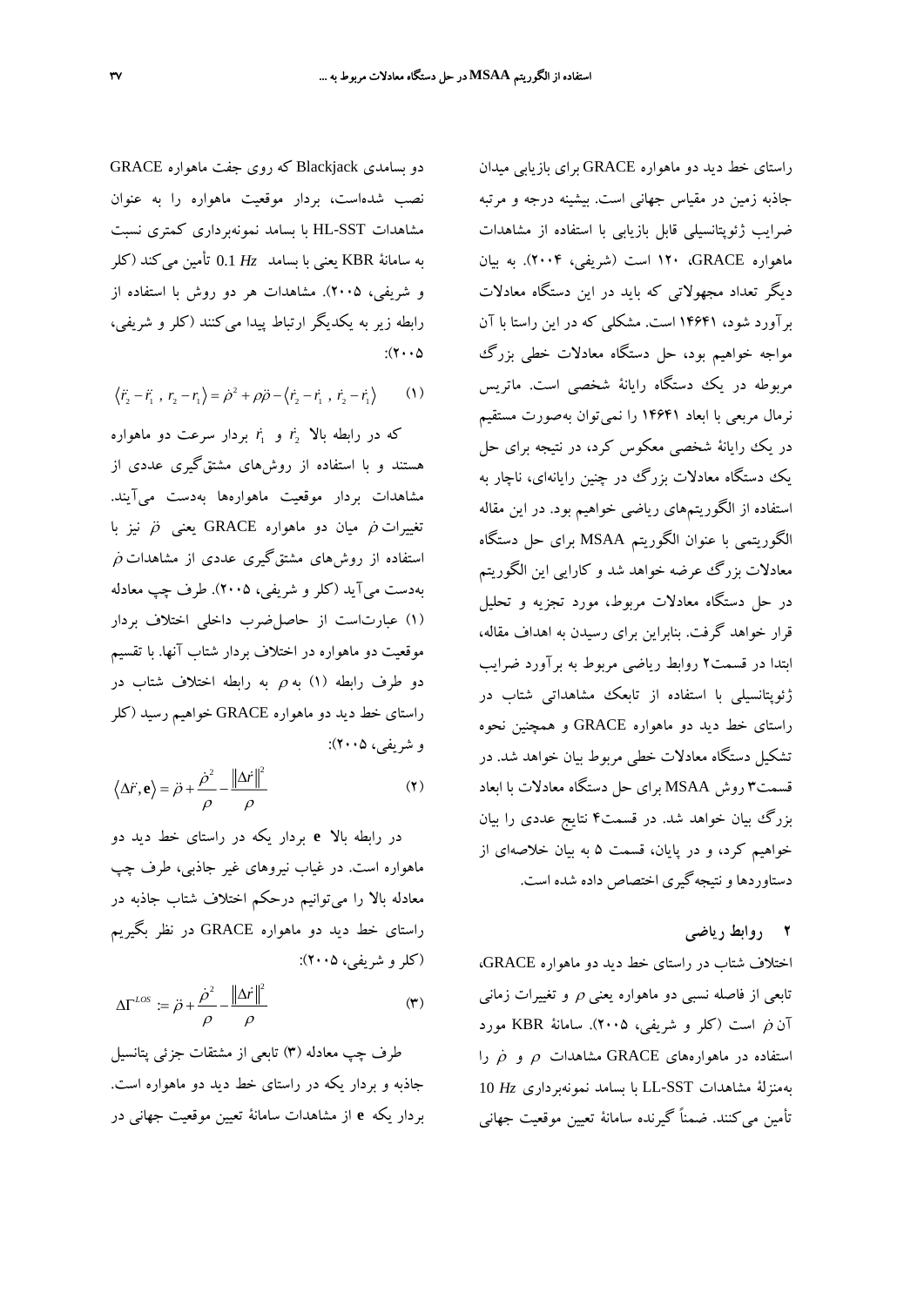راستای خط دید دو ماهواره GRACE برای بازیابی میدان جاذبه زمین در مقیاس جهانی است. بیشینه درجه و مرتبه ضرایب ژئوپتانسیلی قابل بازیابی با استفاده از مشاهدات ماهواره GRACE، ۱۲۰ است (شریفی، ۲۰۰۴). به بیان دیگر تعداد مجهولاتی که باید در این دستگاه معادلات برآورد شود، ۱۴۶۴۱ است. مشکلی که در این راستا با آن مواجه خواهیم بود، حل دستگاه معادلات خطی بزرگ مربوطه در یک دستگاه رایانهٔ شخصی است. ماتریس نرمال مربعی با ابعاد ۱۴۶۴۱ را نمی‌توان به‌صورت مستقیم در یک رایانهٔ شخصی معکوس کرد، در نتیجه برای حل یک دستگاه معادلات بزرگ در چنین رایانه‌ای، ناچار به استفاده از الگوریتم‌های ریاضی خواهیم بود. در این مقاله الگوریتمی با عنوان الگوریتم MSAA برای حل دستگاه معادلات بزرگ عرضه خواهد شد و کارایی این الگوریتم در حل دستگاه معادلات مربوط، مورد تجزیه و تحلیل قرار خواهد گرفت. بنابراین برای رسیدن به اهداف مقاله، ابتدا در قسمت۲ روابط ریاضی مربوط به برآورد ضرایب ژئوپتانسیلی با استفاده از تابعک مشاهداتی شتاب در راستای خط دید دو ماهواره GRACE و همچنین نحوه تشکیل دستگاه معادلات خطی مربوط بیان خواهد شد. در قسمت۳ روش MSAA برای حل دستگاه معادلات با ابعاد بزرگ بیان خواهد شد. در قسمت۴ نتایج عددی را بیان خواهیم کرد، و در پایان، قسمت ۵ به بیان خلاصه‌ای از دستاوردها و نتیجه‌گیری اختصاص داده شده است.

## ۲ روابط ریاضی

اختلاف شتاب در راستای خط دید دو ماهواره GRACE، تابعی از فاصله نسبی دو ماهواره یعنی $\rho$ و تغییرات زمانی آن $\dot{\rho}$ است (کلر و شریفی، ۲۰۰۵). سامانهٔ KBR مورد استفاده در ماهواره‌های GRACE مشاهدات $\rho$ و $\dot{\rho}$ را به‌منزلهٔ مشاهدات LL-SST با بسامد نمونه‌برداری $10\ Hz$ تأمین می‌کنند. ضمناً گیرنده سامانهٔ تعیین موقعیت جهانی دو بسامدی Blackjack که روی جفت ماهواره GRACE نصب شده‌است، بردار موقعیت ماهواره را به عنوان مشاهدات HL-SST با بسامد نمونه‌برداری کمتری نسبت به سامانهٔ KBR یعنی با بسامد $0.1\ Hz$ تأمین می‌کند (کلر و شریفی، ۲۰۰۵). مشاهدات هر دو روش با استفاده از رابطه زیر به یکدیگر ارتباط پیدا می‌کنند (کلر و شریفی، ۲۰۰۵):

$$\langle \ddot{r}_2 - \ddot{r}_1\ ,\ r_2 - r_1 \rangle = \dot{\rho}^2 + \rho\ddot{\rho} - \langle \dot{r}_2 - \dot{r}_1\ ,\ \dot{r}_2 - \dot{r}_1 \rangle \qquad (۱)$$

که در رابطه بالا $\dot{r}_2$ و $\dot{r}_1$ بردار سرعت دو ماهواره هستند و با استفاده از روش‌های مشتق‌گیری عددی از مشاهدات بردار موقعیت ماهواره‌ها به‌دست می‌آیند. تغییرات $\dot{\rho}$ میان دو ماهواره GRACE یعنی $\ddot{\rho}$ نیز با استفاده از روش‌های مشتق‌گیری عددی از مشاهدات $\dot{\rho}$ به‌دست می‌آید (کلر و شریفی، ۲۰۰۵). طرف چپ معادله (۱) عبارت‌است از حاصل‌ضرب داخلی اختلاف بردار موقعیت دو ماهواره در اختلاف بردار شتاب آنها. با تقسیم دو طرف رابطه (۱) به $\rho$ به رابطه اختلاف شتاب در راستای خط دید دو ماهواره GRACE خواهیم رسید (کلر و شریفی، ۲۰۰۵):

$$\langle \Delta\ddot{r}, \mathbf{e} \rangle = \ddot{\rho} + \frac{\dot{\rho}^2}{\rho} - \frac{\|\Delta\dot{r}\|^2}{\rho} \qquad (۲)$$

در رابطه بالا $\mathbf{e}$ بردار یکه در راستای خط دید دو ماهواره است. در غیاب نیروهای غیر جاذبی، طرف چپ معادله بالا را می‌توانیم درحکم اختلاف شتاب جاذبه در راستای خط دید دو ماهواره GRACE در نظر بگیریم (کلر و شریفی، ۲۰۰۵):

$$\Delta\Gamma^{LOS} := \ddot{\rho} + \frac{\dot{\rho}^2}{\rho} - \frac{\|\Delta\dot{r}\|^2}{\rho} \qquad (۳)$$

طرف چپ معادله (۳) تابعی از مشتقات جزئی پتانسیل جاذبه و بردار یکه در راستای خط دید دو ماهواره است. بردار یکه $\mathbf{e}$ از مشاهدات سامانهٔ تعیین موقعیت جهانی در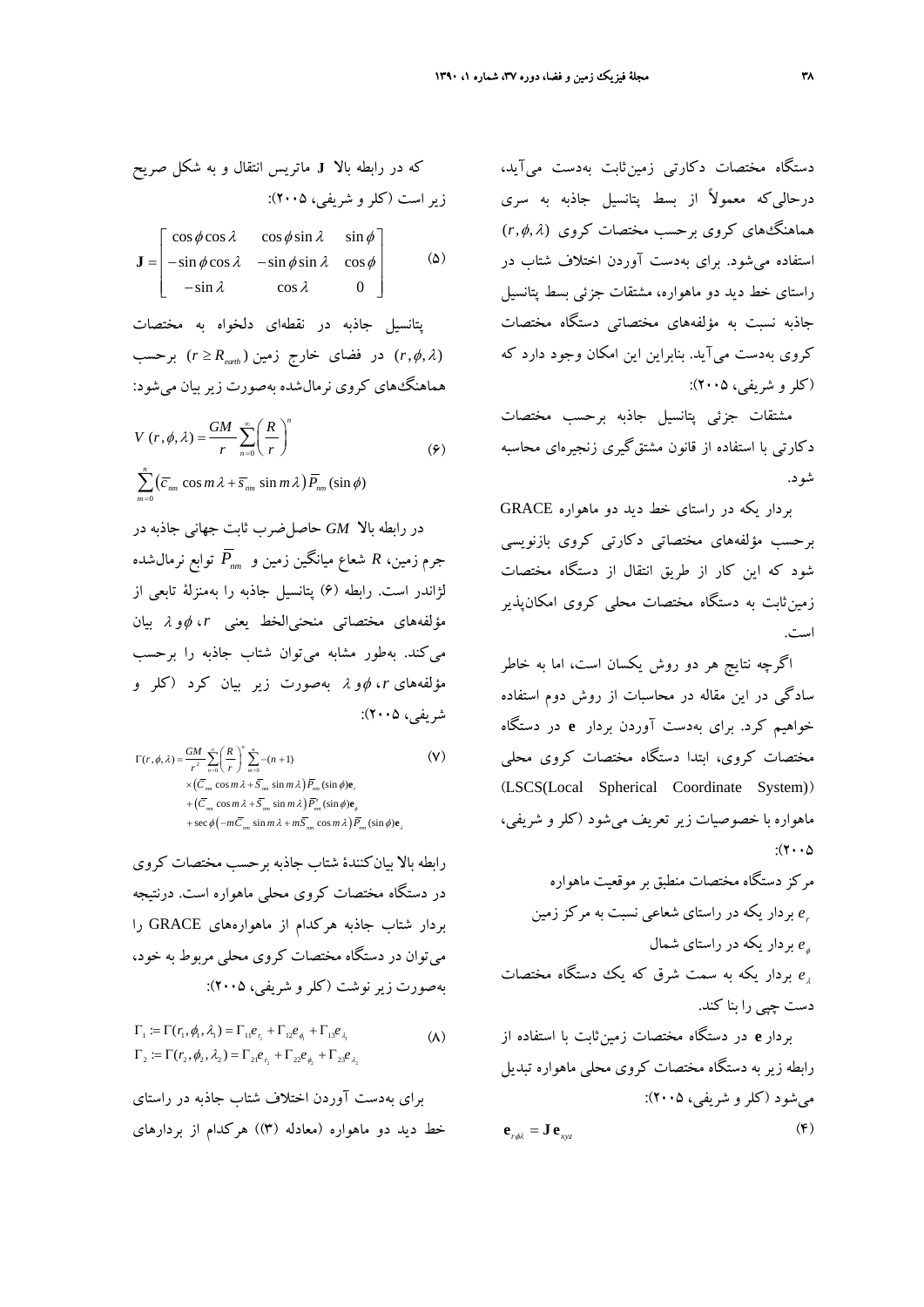دستگاه مختصات دکارتی زمین‌ثابت به‌دست می‌آید، درحالی‌که معمولاً از بسط پتانسیل جاذبه به سری هماهنگ‌های کروی برحسب مختصات کروی $(r,\phi,\lambda)$ استفاده می‌شود. برای به‌دست آوردن اختلاف شتاب در راستای خط دید دو ماهواره، مشتقات جزئی بسط پتانسیل جاذبه نسبت به مؤلفه‌های مختصاتی دستگاه مختصات کروی به‌دست می‌آید. بنابراین این امکان وجود دارد که (کلر و شریفی، ۲۰۰۵):

مشتقات جزئی پتانسیل جاذبه برحسب مختصات دکارتی با استفاده از قانون مشتق‌گیری زنجیره‌ای محاسبه شود.

بردار یکه در راستای خط دید دو ماهواره GRACE برحسب مؤلفه‌های مختصاتی دکارتی کروی بازنویسی شود که این کار از طریق انتقال از دستگاه مختصات زمین‌ثابت به دستگاه مختصات محلی کروی امکان‌پذیر است.

اگرچه نتایج هر دو روش یکسان است، اما به خاطر سادگی در این مقاله در محاسبات از روش دوم استفاده خواهیم کرد. برای به‌دست آوردن بردار $\mathbf{e}$ در دستگاه مختصات کروی، ابتدا دستگاه مختصات کروی محلی (LSCS(Local Spherical Coordinate System)) ماهواره با خصوصیات زیر تعریف می‌شود (کلر و شریفی، ۲۰۰۵):

مرکز دستگاه مختصات منطبق بر موقعیت ماهواره

$e_r$ بردار یکه در راستای شعاعی نسبت به مرکز زمین

$e_\phi$ بردار یکه در راستای شمال

$e_\lambda$ بردار یکه به سمت شرق که یک دستگاه مختصات دست چپی را بنا کند.

بردار $\mathbf{e}$ در دستگاه مختصات زمین‌ثابت با استفاده از رابطه زیر به دستگاه مختصات کروی محلی ماهواره تبدیل می‌شود (کلر و شریفی، ۲۰۰۵):

$$\mathbf{e}_{r\phi\lambda} = \mathbf{J}\,\mathbf{e}_{xyz} \tag{۴}$$

که در رابطه بالا $\mathbf{J}$ ماتریس انتقال و به شکل صریح زیر است (کلر و شریفی، ۲۰۰۵):

$$\mathbf{J} = \begin{bmatrix} \cos\phi\cos\lambda & \cos\phi\sin\lambda & \sin\phi \\ -\sin\phi\cos\lambda & -\sin\phi\sin\lambda & \cos\phi \\ -\sin\lambda & \cos\lambda & 0 \end{bmatrix} \tag{۵}$$

پتانسیل جاذبه در نقطه‌ای دلخواه به مختصات $(r,\phi,\lambda)$ در فضای خارج زمین $(r \geq R_{earth})$ برحسب هماهنگ‌های کروی نرمال‌شده به‌صورت زیر بیان می‌شود:

$$V(r,\phi,\lambda) = \frac{GM}{r}\sum_{n=0}^{\infty}\left(\frac{R}{r}\right)^n \sum_{m=0}^{n}\left(\bar{c}_{nm}\cos m\lambda + \bar{s}_{nm}\sin m\lambda\right)\bar{P}_{nm}(\sin\phi) \tag{۶}$$

در رابطه بالا $GM$ حاصل‌ضرب ثابت جهانی جاذبه در جرم زمین، $R$ شعاع میانگین زمین و $\bar{P}_{nm}$ توابع نرمال‌شده لژاندر است. رابطه (۶) پتانسیل جاذبه را به‌منزلهٔ تابعی از مؤلفه‌های مختصاتی منحنی‌الخط یعنی $r$، $\phi$ و $\lambda$ بیان می‌کند. به‌طور مشابه می‌توان شتاب جاذبه را برحسب مؤلفه‌های $r$، $\phi$ و $\lambda$ به‌صورت زیر بیان کرد (کلر و شریفی، ۲۰۰۵):

$$\begin{aligned}\Gamma(r,\phi,\lambda) = \frac{GM}{r^2}\sum_{n=0}^{\infty}\left(\frac{R}{r}\right)^n \sum_{m=0}^{n} & -(n+1) \\ & \times\left(\bar{C}_{nm}\cos m\lambda + \bar{S}_{nm}\sin m\lambda\right)\bar{P}_{nm}(\sin\phi)\mathbf{e}_r \\ & +\left(\bar{C}_{nm}\cos m\lambda + \bar{S}_{nm}\sin m\lambda\right)\bar{P}'_{nm}(\sin\phi)\mathbf{e}_\phi \\ & +\sec\phi\left(-m\bar{C}_{nm}\sin m\lambda + m\bar{S}_{nm}\cos m\lambda\right)\bar{P}_{nm}(\sin\phi)\mathbf{e}_\lambda\end{aligned} \tag{۷}$$

رابطه بالا بیان‌کنندهٔ شتاب جاذبه برحسب مختصات کروی در دستگاه مختصات کروی محلی ماهواره است. درنتیجه بردار شتاب جاذبه هرکدام از ماهواره‌های GRACE را می‌توان در دستگاه مختصات کروی محلی مربوط به خود، به‌صورت زیر نوشت (کلر و شریفی، ۲۰۰۵):

$$\begin{aligned}\Gamma_1 &:= \Gamma(r_1,\phi_1,\lambda_1) = \Gamma_{11}e_{r_1} + \Gamma_{12}e_{\phi_1} + \Gamma_{13}e_{\lambda_1} \\ \Gamma_2 &:= \Gamma(r_2,\phi_2,\lambda_2) = \Gamma_{21}e_{r_2} + \Gamma_{22}e_{\phi_2} + \Gamma_{23}e_{\lambda_2}\end{aligned} \tag{۸}$$

برای به‌دست آوردن اختلاف شتاب جاذبه در راستای خط دید دو ماهواره (معادله (۳)) هرکدام از بردارهای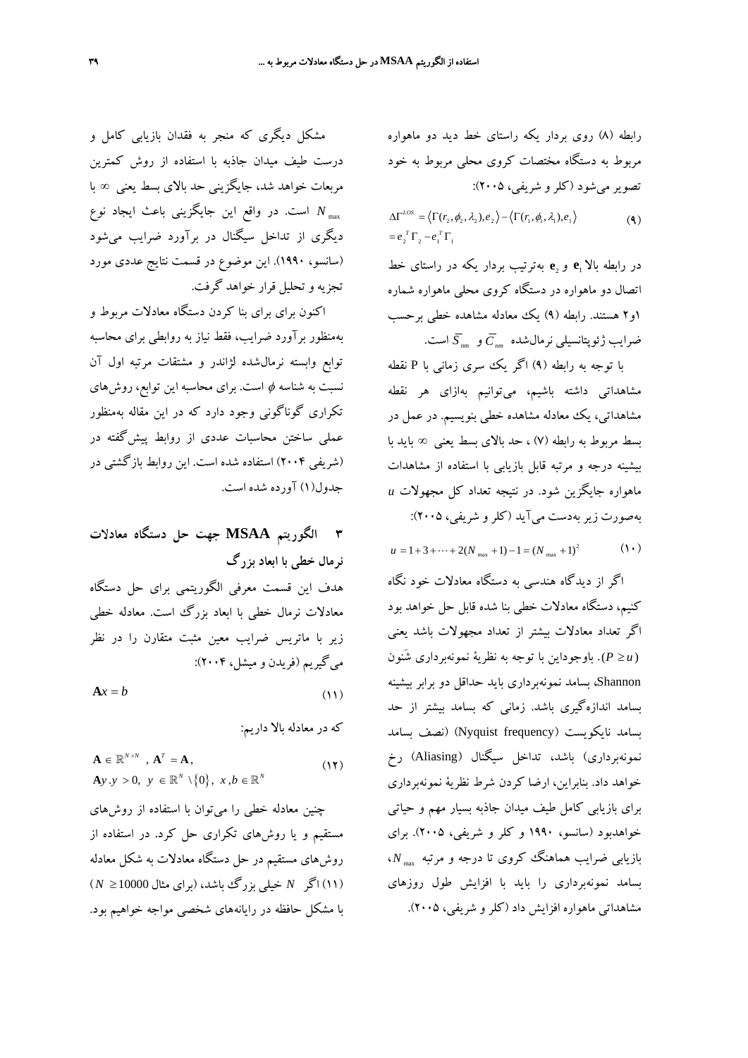رابطه (۸) روی بردار یکه راستای خط دید دو ماهواره مربوط به دستگاه مختصات کروی محلی مربوط به خود تصویر می‌شود (کلر و شریفی، ۲۰۰۵):

$$\Delta\Gamma^{LOS} = \langle \Gamma(r_2,\phi_2,\lambda_2), e_2 \rangle - \langle \Gamma(r_1,\phi_1,\lambda_1), e_1 \rangle = e_2^{\,T}\Gamma_2 - e_1^{\,T}\Gamma_1 \qquad (۹)$$

در رابطه بالا $\mathbf{e}_1$ و $\mathbf{e}_2$ به‌ترتیب بردار یکه در راستای خط اتصال دو ماهواره در دستگاه کروی محلی ماهواره شماره ۱و۲ هستند. رابطه (۹) یک معادله مشاهده خطی برحسب ضرایب ژئوپتانسیلی نرمال‌شده $\overline{C}_{nm}$ و $\overline{S}_{nm}$ است.

با توجه به رابطه (۹) اگر یک سری زمانی با P نقطه مشاهداتی داشته باشیم، می‌توانیم به‌ازای هر نقطه مشاهداتی، یک معادله مشاهده خطی بنویسیم. در عمل در بسط مربوط به رابطه (۷) ، حد بالای بسط یعنی $\infty$ باید با بیشینه درجه و مرتبه قابل بازیابی با استفاده از مشاهدات ماهواره جایگزین شود. در نتیجه تعداد کل مجهولات $u$ به‌صورت زیر به‌دست می‌آید (کلر و شریفی، ۲۰۰۵):

$$u = 1 + 3 + \cdots + 2(N_{\max}+1) - 1 = (N_{\max}+1)^2 \qquad (۱۰)$$

اگر از دیدگاه هندسی به دستگاه معادلات خود نگاه کنیم، دستگاه معادلات خطی بنا شده قابل حل خواهد بود اگر تعداد معادلات بیشتر از تعداد مجهولات باشد یعنی $(P \geq u)$. باوجوداین با توجه به نظریهٔ نمونه‌برداری شَنون Shannon، بسامد نمونه‌برداری باید حداقل دو برابر بیشینه بسامد اندازه‌گیری باشد. زمانی که بسامد بیشتر از حد بسامد نایکویست (Nyquist frequency) (نصف بسامد نمونه‌برداری) باشد، تداخل سیگنال (Aliasing) رخ خواهد داد. بنابراین، ارضا کردن شرط نظریهٔ نمونه‌برداری برای بازیابی کامل طیف میدان جاذبه بسیار مهم و حیاتی خواهدبود (سانسو، ۱۹۹۰ و کلر و شریفی، ۲۰۰۵). برای بازیابی ضرایب هماهنگ کروی تا درجه و مرتبه $N_{\max}$، بسامد نمونه‌برداری را باید با افزایش طول روزهای مشاهداتی ماهواره افزایش داد (کلر و شریفی، ۲۰۰۵).

مشکل دیگری که منجر به فقدان بازیابی کامل و درست طیف میدان جاذبه با استفاده از روش کمترین مربعات خواهد شد، جایگزینی حد بالای بسط یعنی $\infty$ با $N_{\max}$ است. در واقع این جایگزینی باعث ایجاد نوع دیگری از تداخل سیگنال در برآورد ضرایب می‌شود (سانسو، ۱۹۹۰). این موضوع در قسمت نتایج عددی مورد تجزیه و تحلیل قرار خواهد گرفت.

اکنون برای برای بنا کردن دستگاه معادلات مربوط و به‌منظور برآورد ضرایب، فقط نیاز به روابطی برای محاسبه توابع وابسته نرمال‌شده لژاندر و مشتقات مرتبه اول آن نسبت به شناسه $\phi$ است. برای محاسبه این توابع، روش‌های تکراری گوناگونی وجود دارد که در این مقاله به‌منظور عملی ساختن محاسبات عددی از روابط پیش‌گفته در (شریفی ۲۰۰۴) استفاده شده است. این روابط بازگشتی در جدول(۱) آورده شده است.

## ۳ الگوریتم MSAA جهت حل دستگاه معادلات نرمال خطی با ابعاد بزرگ

هدف این قسمت معرفی الگوریتمی برای حل دستگاه معادلات نرمال خطی با ابعاد بزرگ است. معادله خطی زیر با ماتریس ضرایب معین مثبت متقارن را در نظر می‌گیریم (فریدن و میشل، ۲۰۰۴):

$$\mathbf{A}x = b \qquad (۱۱)$$

که در معادله بالا داریم:

$$\mathbf{A} \in \mathbb{R}^{N\times N}, \ \mathbf{A}^T = \mathbf{A}, \quad \mathbf{A}y.y > 0, \ y \in \mathbb{R}^N \setminus \{0\}, \ x, b \in \mathbb{R}^N \qquad (۱۲)$$

چنین معادله خطی را می‌توان با استفاده از روش‌های مستقیم و یا روش‌های تکراری حل کرد. در استفاده از روش‌های مستقیم در حل دستگاه معادلات به شکل معادله (۱۱) اگر $N$ خیلی بزرگ باشد، (برای مثال $N \geq 10000$) با مشکل حافظه در رایانه‌های شخصی مواجه خواهیم بود.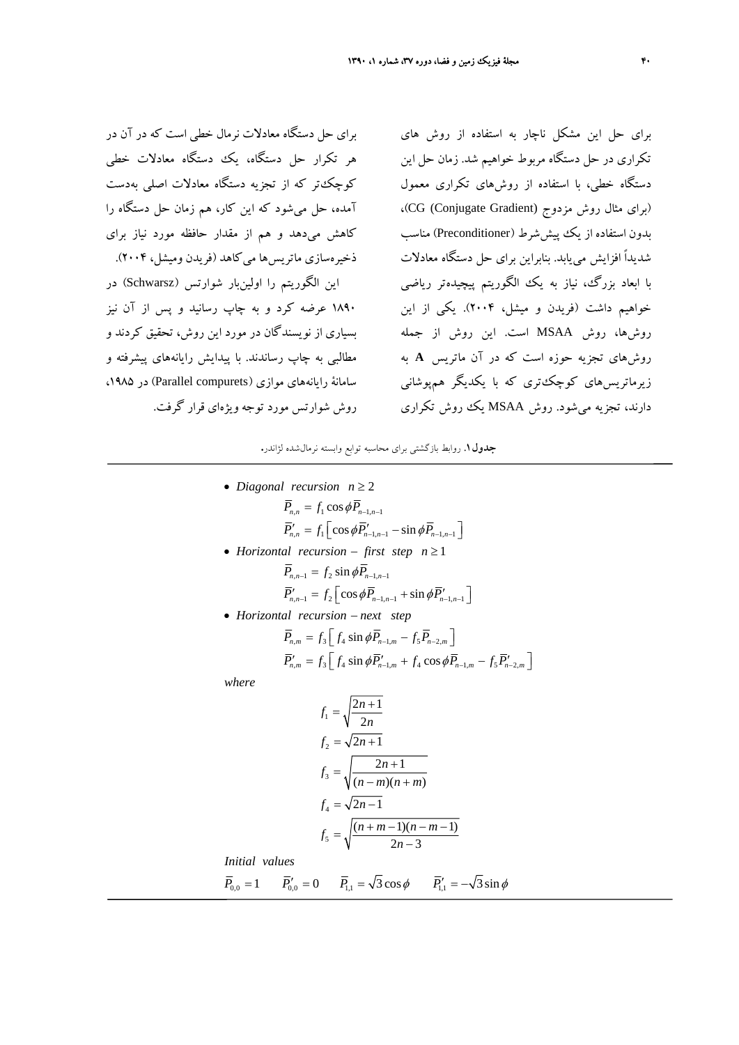برای حل این مشکل ناچار به استفاده از روش های تکراری در حل دستگاه مربوط خواهیم شد. زمان حل این دستگاه خطی، با استفاده از روش‌های تکراری معمول (برای مثال روش مزدوج (CG (Conjugate Gradient)، بدون استفاده از یک پیش‌شرط (Preconditioner) مناسب شدیداً افزایش می‌یابد. بنابراین برای حل دستگاه معادلات با ابعاد بزرگ، نیاز به یک الگوریتم پیچیده‌تر ریاضی خواهیم داشت (فریدن و میشل، ۲۰۰۴). یکی از این روش‌ها، روش MSAA است. این روش از جمله روش‌های تجزیه حوزه است که در آن ماتریس **A** به زیرماتریس‌های کوچک‌تری که با یکدیگر هم‌پوشانی دارند، تجزیه می‌شود. روش MSAA یک روش تکراری برای حل دستگاه معادلات نرمال خطی است که در آن در هر تکرار حل دستگاه، یک دستگاه معادلات خطی کوچک‌تر که از تجزیه دستگاه معادلات اصلی به‌دست آمده، حل می‌شود که این کار، هم زمان حل دستگاه را کاهش می‌دهد و هم از مقدار حافظه مورد نیاز برای ذخیره‌سازی ماتریس‌ها می‌کاهد (فریدن ومیشل، ۲۰۰۴).

این الگوریتم را اولین‌بار شوارتس (Schwarsz) در ۱۸۹۰ عرضه کرد و به چاپ رسانید و پس از آن نیز بسیاری از نویسندگان در مورد این روش، تحقیق کردند و مطالبی به چاپ رساندند. با پیدایش رایانه‌های پیشرفته و سامانهٔ رایانه‌های موازی (Parallel compurets) در ۱۹۸۵، روش شوارتس مورد توجه ویژه‌ای قرار گرفت.

**جدول ۱.** روابط بازگشتی برای محاسبه توابع وابسته نرمال‌شده لژاندر.

- *Diagonal recursion* $n \ge 2$

$$\bar{P}_{n,n} = f_1 \cos\phi \bar{P}_{n-1,n-1}$$

$$\bar{P}'_{n,n} = f_1 \left[ \cos\phi \bar{P}'_{n-1,n-1} - \sin\phi \bar{P}_{n-1,n-1} \right]$$

- *Horizontal recursion – first step* $n \ge 1$

$$\bar{P}_{n,n-1} = f_2 \sin\phi \bar{P}_{n-1,n-1}$$

$$\bar{P}'_{n,n-1} = f_2 \left[ \cos\phi \bar{P}_{n-1,n-1} + \sin\phi \bar{P}'_{n-1,n-1} \right]$$

- *Horizontal recursion – next step*

$$\bar{P}_{n,m} = f_3 \left[ f_4 \sin\phi \bar{P}_{n-1,m} - f_5 \bar{P}_{n-2,m} \right]$$

$$\bar{P}'_{n,m} = f_3 \left[ f_4 \sin\phi \bar{P}'_{n-1,m} + f_4 \cos\phi \bar{P}_{n-1,m} - f_5 \bar{P}'_{n-2,m} \right]$$

*where*

$$f_1 = \sqrt{\frac{2n+1}{2n}}$$

$$f_2 = \sqrt{2n+1}$$

$$f_3 = \sqrt{\frac{2n+1}{(n-m)(n+m)}}$$

$$f_4 = \sqrt{2n-1}$$

$$f_5 = \sqrt{\frac{(n+m-1)(n-m-1)}{2n-3}}$$

*Initial values*

$$\bar{P}_{0,0} = 1 \qquad \bar{P}'_{0,0} = 0 \qquad \bar{P}_{1,1} = \sqrt{3}\cos\phi \qquad \bar{P}'_{1,1} = -\sqrt{3}\sin\phi$$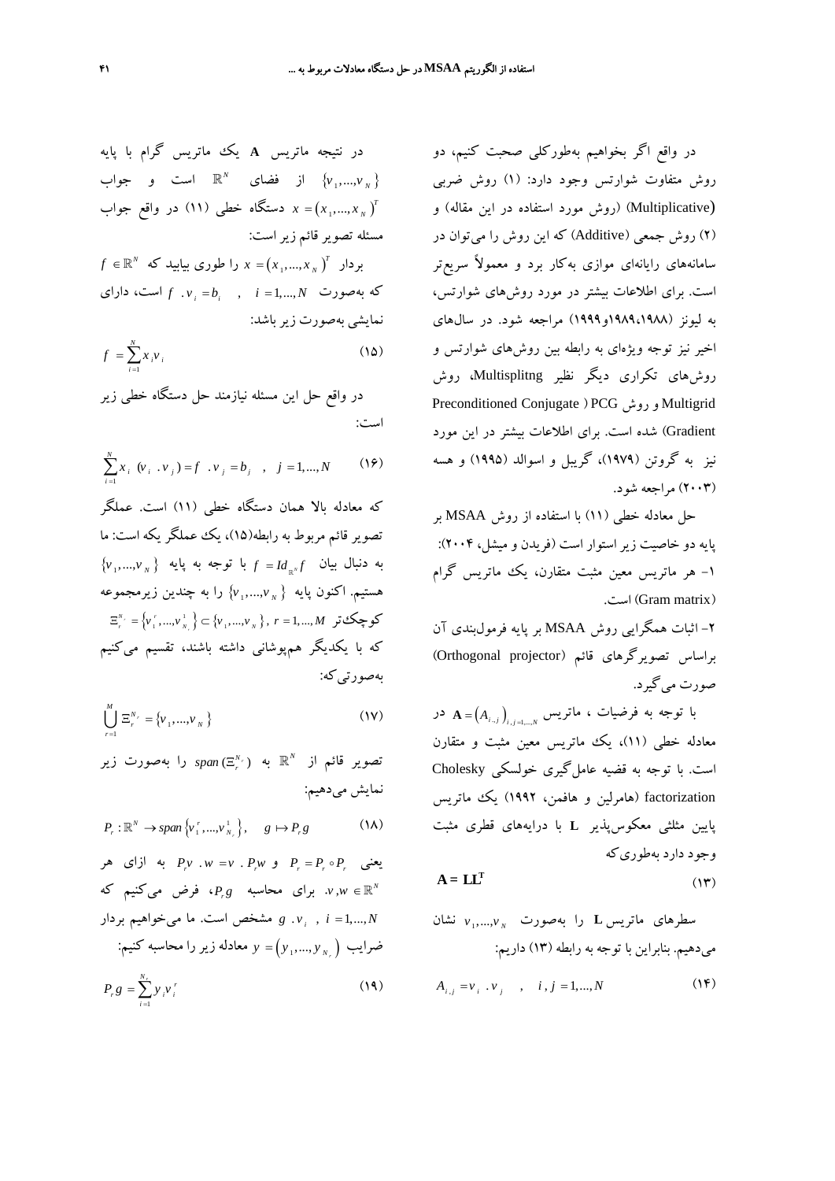در واقع اگر بخواهیم به‌طورکلی صحبت کنیم، دو روش متفاوت شوارتس وجود دارد: (۱) روش ضربی (Multiplicative) (روش مورد استفاده در این مقاله) و (۲) روش جمعی (Additive) که این روش را می‌توان در سامانه‌های رایانه‌ای موازی به‌کار برد و معمولاً سریع‌تر است. برای اطلاعات بیشتر در مورد روش‌های شوارتس، به لیونز (۱۹۸۸،۱۹۸۹و۱۹۹۹) مراجعه شود. در سال‌های اخیر نیز توجه ویژه‌ای به رابطه بین روش‌های شوارتس و روش‌های تکراری دیگر نظیر Multisplitng، روش Multigrid و روش PCG (Preconditioned Conjugate Gradient) شده است. برای اطلاعات بیشتر در این مورد نیز به گروتن (۱۹۷۹)، گریبل و اسوالد (۱۹۹۵) و هسه (۲۰۰۳) مراجعه شود.

حل معادله خطی (۱۱) با استفاده از روش MSAA بر پایه دو خاصیت زیر استوار است (فریدن و میشل، ۲۰۰۴):

۱- هر ماتریس معین مثبت متقارن، یک ماتریس گرام (Gram matrix) است.

۲- اثبات همگرایی روش MSAA بر پایه فرمول‌بندی آن براساس تصویرگرهای قائم (Orthogonal projector) صورت می‌گیرد.

با توجه به فرضیات ، ماتریس $\mathbf{A}=\left(A_{i,j}\right)_{i,j=1,...,N}$ در معادله خطی (۱۱)، یک ماتریس معین مثبت و متقارن است. با توجه به قضیه عامل‌گیری خولسکی Cholesky factorization (هامرلین و هافمن، ۱۹۹۲) یک ماتریس پایین مثلثی معکوس‌پذیر $\mathbf{L}$ با درایه‌های قطری مثبت وجود دارد به‌طوری‌که

$$\mathbf{A}=\mathbf{L}\mathbf{L}^{\mathbf{T}} \tag{۱۳}$$

سطرهای ماتریس $\mathbf{L}$ را به‌صورت $v_1,...,v_N$ نشان می‌دهیم. بنابراین با توجه به رابطه (۱۳) داریم:

$$A_{i,j}=v_i \cdot v_j \quad , \quad i,j=1,...,N \tag{۱۴}$$

در نتیجه ماتریس $\mathbf{A}$ یک ماتریس گرام با پایه $\{v_1,...,v_N\}$ از فضای $\mathbb{R}^N$ است و جواب $x=\left(x_1,...,x_N\right)^T$ دستگاه خطی (۱۱) در واقع جواب مسئله تصویر قائم زیر است:

بردار $x=\left(x_1,...,x_N\right)^T$ را طوری بیابید که $f\in\mathbb{R}^N$ که به‌صورت $f \cdot v_i=b_i \quad , \quad i=1,...,N$ است، دارای نمایشی به‌صورت زیر باشد:

$$f=\sum_{i=1}^{N}x_i v_i \tag{۱۵}$$

در واقع حل این مسئله نیازمند حل دستگاه خطی زیر است:

$$\sum_{i=1}^{N}x_i\ (v_i \cdot v_j)=f \cdot v_j=b_j \quad , \quad j=1,...,N \tag{۱۶}$$

که معادله بالا همان دستگاه خطی (۱۱) است. عملگر تصویر قائم مربوط به رابطه(۱۵)، یک عملگر یکه است: ما به دنبال بیان $f=Id_{\mathbb{R}^N}f$ با توجه به پایه $\{v_1,...,v_N\}$ هستیم. اکنون پایه $\{v_1,...,v_N\}$ را به چندین زیرمجموعه کوچک‌تر $\Xi_r^{N_r}=\{v_1^r,...,v_{N_r}^1\}\subset\{v_1,...,v_N\},\ r=1,...,M$ که با یکدیگر هم‌پوشانی داشته باشند، تقسیم می‌کنیم به‌صورتی‌که:

$$\bigcup_{r=1}^{M}\Xi_r^{N_r}=\{v_1,...,v_N\} \tag{۱۷}$$

تصویر قائم از $\mathbb{R}^N$ به $span(\Xi_r^{N_r})$ را به‌صورت زیر نمایش می‌دهیم:

$$P_r:\mathbb{R}^N\rightarrow span\{v_1^r,...,v_{N_r}^1\}, \quad g\mapsto P_r g \tag{۱۸}$$

یعنی $P_r=P_r\circ P_r$ و $P_r v \cdot w=v \cdot P_r w$ به ازای هر $v,w\in\mathbb{R}^N$. برای محاسبه $P_r g$، فرض می‌کنیم که $g \cdot v_i \ , \ i=1,...,N$ مشخص است. ما می‌خواهیم بردار ضرایب $y=\left(y_1,...,y_{N_r}\right)$ معادله زیر را محاسبه کنیم:

$$P_r g=\sum_{i=1}^{N_r}y_i v_i^r \tag{۱۹}$$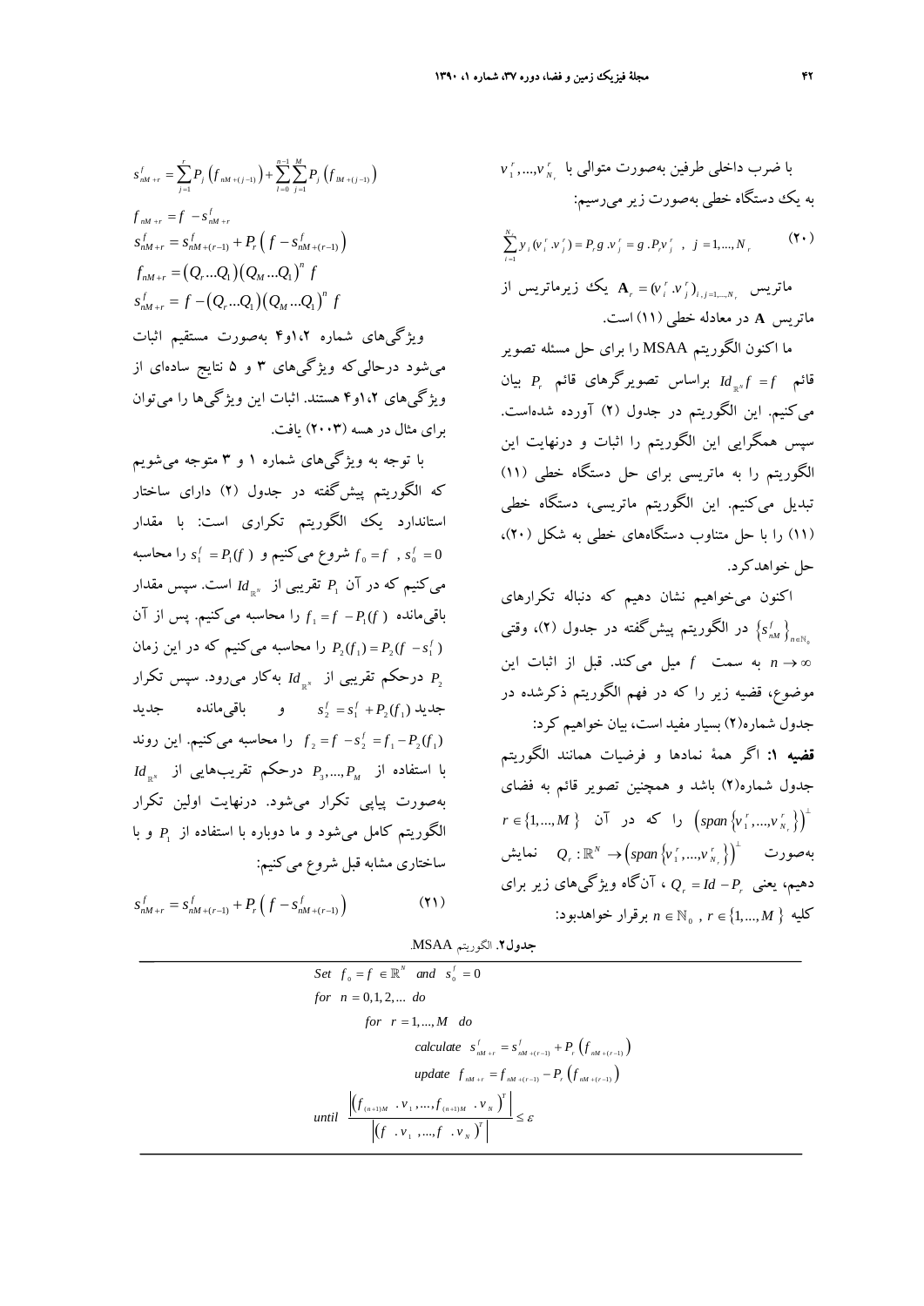با ضرب داخلی طرفین به‌صورت متوالی با $v_1^r,...,v_{N_r}^r$ به یک دستگاه خطی به‌صورت زیر می‌رسیم:

$$\sum_{i=1}^{N_r} y_i (v_i^r . v_j^r) = P_r g . v_j^r = g . P_r v_j^r \ , \ j = 1,...,N_r \tag{20}$$

ماتریس $\mathbf{A}_r = (v_i^r . v_j^r)_{i,j=1,...,N_r}$ یک زیرماتریس از ماتریس $\mathbf{A}$ در معادله خطی (۱۱) است.

ما اکنون الگوریتم MSAA را برای حل مسئله تصویر قائم $Id_{\mathbb{R}^N} f = f$ براساس تصویرگرهای قائم $P_r$ بیان می‌کنیم. این الگوریتم در جدول (۲) آورده شده‌است. سپس همگرایی این الگوریتم را اثبات و درنهایت این الگوریتم را به ماتریسی برای حل دستگاه خطی (۱۱) تبدیل می‌کنیم. این الگوریتم ماتریسی، دستگاه خطی (۱۱) را با حل متناوب دستگاه‌های خطی به شکل (۲۰)، حل خواهد کرد.

اکنون می‌خواهیم نشان دهیم که دنباله تکرارهای $\{s_{nM}^f\}_{n\in\mathbb{N}_0}$ در الگوریتم پیش‌گفته در جدول (۲)، وقتی $n \to \infty$ به سمت $f$ میل می‌کند. قبل از اثبات این موضوع، قضیه زیر را که در فهم الگوریتم ذکرشده در جدول شماره(۲) بسیار مفید است، بیان خواهیم کرد:

**قضیه ۱:** اگر همهٔ نمادها و فرضیات همانند الگوریتم جدول شماره(۲) باشد و همچنین تصویر قائم به فضای $\left(span\{v_1^r,...,v_{N_r}^r\}\right)^{\perp}$ را که در آن $r\in\{1,...,M\}$ به‌صورت $Q_r : \mathbb{R}^N \to \left(span\{v_1^r,...,v_{N_r}^r\}\right)^{\perp}$ نمایش دهیم، یعنی $Q_r = Id - P_r$ ، آن‌گاه ویژگی‌های زیر برای کلیه $n\in\mathbb{N}_0$ ، $r\in\{1,...,M\}$ برقرار خواهدبود:

$$s_{nM+r}^f = \sum_{j=1}^{r} P_j\left(f_{nM+(j-1)}\right) + \sum_{l=0}^{n-1}\sum_{j=1}^{M} P_j\left(f_{lM+(j-1)}\right)$$

$$f_{nM+r} = f - s_{nM+r}^f$$

$$s_{nM+r}^f = s_{nM+(r-1)}^f + P_r\left(f - s_{nM+(r-1)}^f\right)$$

$$f_{nM+r} = \left(Q_r...Q_1\right)\left(Q_M...Q_1\right)^n f$$

$$s_{nM+r}^f = f - \left(Q_r...Q_1\right)\left(Q_M...Q_1\right)^n f$$

ویژگی‌های شماره ۱،۲و۴ به‌صورت مستقیم اثبات می‌شود درحالی‌که ویژگی‌های ۳ و ۵ نتایج ساده‌ای از ویژگی‌های ۱،۲و۴ هستند. اثبات این ویژگی‌ها را می‌توان برای مثال در هسه (۲۰۰۳) یافت.

با توجه به ویژگی‌های شماره ۱ و ۳ متوجه می‌شویم که الگوریتم پیش‌گفته در جدول (۲) دارای ساختار استاندارد یک الگوریتم تکراری است: با مقدار $f_0 = f \ , \ s_0^f = 0$ شروع می‌کنیم و $s_1^f = P_1(f)$ را محاسبه می‌کنیم که در آن $P_1$ تقریبی از $Id_{\mathbb{R}^N}$ است. سپس مقدار باقی‌مانده $f_1 = f - P_1(f)$ را محاسبه می‌کنیم. پس از آن $P_2(f_1) = P_2(f - s_1^f)$ را محاسبه می‌کنیم که در این زمان $P_2$ درحکم تقریبی از $Id_{\mathbb{R}^N}$ به‌کار می‌رود. سپس تکرار جدید $s_2^f = s_1^f + P_2(f_1)$ و باقی‌مانده جدید $f_2 = f - s_2^f = f_1 - P_2(f_1)$ را محاسبه می‌کنیم. این روند با استفاده از $P_3,...,P_M$ درحکم تقریب‌هایی از $Id_{\mathbb{R}^N}$ به‌صورت پیاپی تکرار می‌شود. درنهایت اولین تکرار الگوریتم کامل می‌شود و ما دوباره با استفاده از $P_1$ و با ساختاری مشابه قبل شروع می‌کنیم:

$$s_{nM+r}^f = s_{nM+(r-1)}^f + P_r\left(f - s_{nM+(r-1)}^f\right) \tag{21}$$

**جدول۲.** الگوریتم MSAA.

$$\begin{aligned}
&Set \ \ f_0 = f \in \mathbb{R}^N \ \ and \ \ s_0^f = 0 \\
&for \ \ n = 0,1,2,... \ \ do \\
&\qquad for \ \ r = 1,...,M \ \ do \\
&\qquad\qquad calculate \ \ s_{nM+r}^f = s_{nM+(r-1)}^f + P_r\left(f_{nM+(r-1)}\right) \\
&\qquad\qquad update \ \ f_{nM+r} = f_{nM+(r-1)} - P_r\left(f_{nM+(r-1)}\right) \\
&until \ \ \frac{\left|\left(f_{(n+1)M} . v_1, ..., f_{(n+1)M} . v_N\right)^T\right|}{\left|\left(f . v_1, ..., f . v_N\right)^T\right|} \le \varepsilon
\end{aligned}$$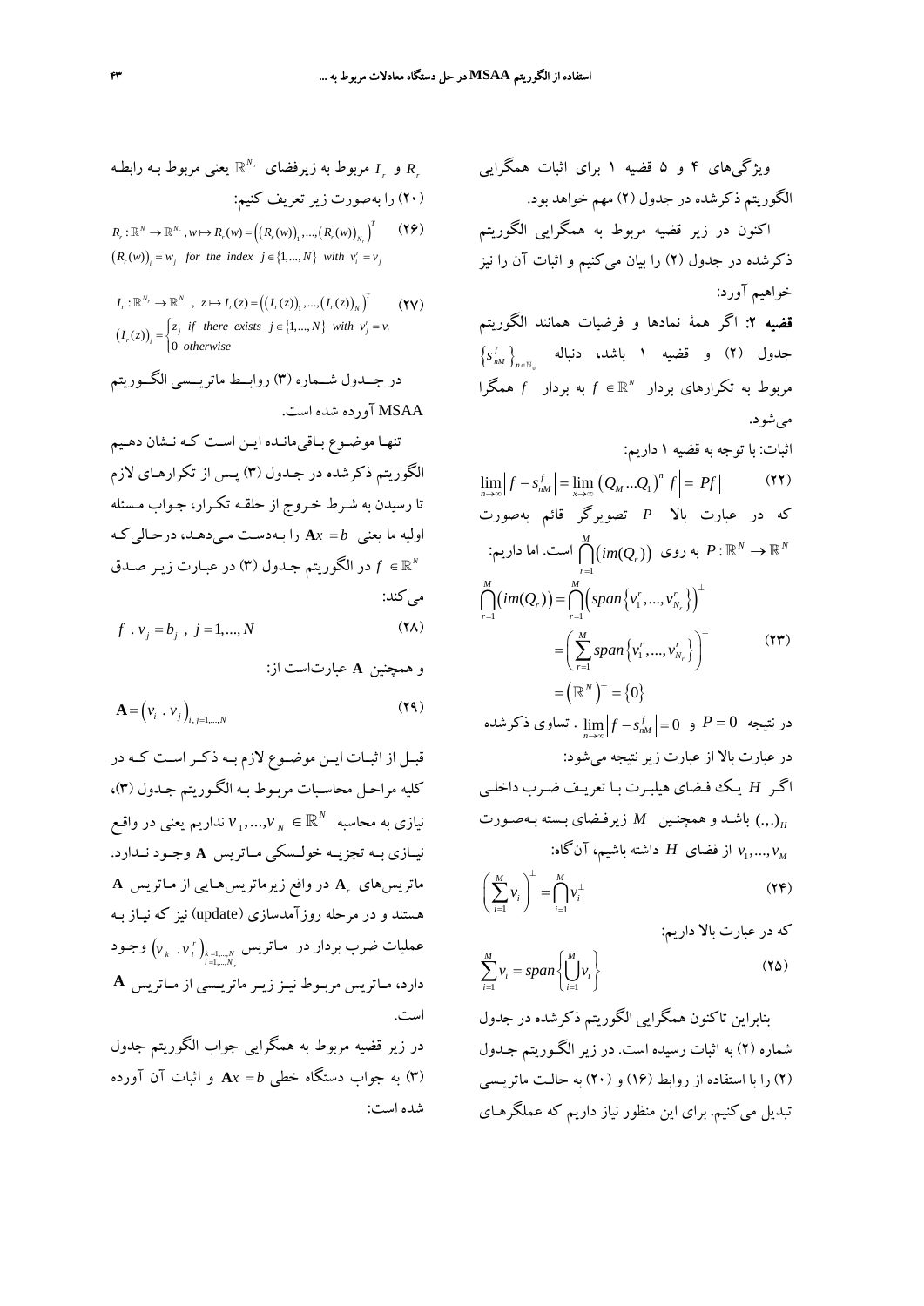ویژگی‌های ۴ و ۵ قضیه ۱ برای اثبات همگرایی الگوریتم ذکرشده در جدول (۲) مهم خواهد بود.

اکنون در زیر قضیه مربوط به همگرایی الگوریتم ذکرشده در جدول (۲) را بیان می‌کنیم و اثبات آن را نیز خواهیم آورد:

**قضیه ۲:** اگر همهٔ نمادها و فرضیات همانند الگوریتم جدول (۲) و قضیه ۱ باشد، دنباله $\left\{s_{nM}^{f}\right\}_{n\in\mathbb{N}_0}$ مربوط به تکرارهای بردار $f\in\mathbb{R}^N$ به بردار $f$ همگرا می‌شود.

اثبات: با توجه به قضیه ۱ داریم:

$$\lim_{n\to\infty}\left|f-s_{nM}^{f}\right|=\lim_{x\to\infty}\left|\left(Q_M\ldots Q_1\right)^n f\right|=\left|Pf\right| \qquad (۲۲)$$

که در عبارت بالا $P$ تصویرگر قائم به‌صورت $P:\mathbb{R}^N\to\mathbb{R}^N$ به روی $\bigcap_{r=1}^{M}\left(im(Q_r)\right)$ است. اما داریم:

$$\begin{aligned}\bigcap_{r=1}^{M}\left(im(Q_r)\right)&=\bigcap_{r=1}^{M}\left(span\left\{v_1^r,\ldots,v_{N_r}^r\right\}\right)^{\perp}\\&=\left(\sum_{r=1}^{M}span\left\{v_1^r,\ldots,v_{N_r}^r\right\}\right)^{\perp}\\&=\left(\mathbb{R}^N\right)^{\perp}=\{0\}\end{aligned} \qquad (۲۳)$$

در نتیجه $P=0$ و $\lim_{n\to\infty}\left|f-s_{nM}^{f}\right|=0$. تساوی ذکرشده در عبارت بالا از عبارت زیر نتیجه می‌شود:

اگر $H$ یک فضای هیلبرت با تعریف ضرب داخلی $(.,.)_H$ باشد و همچنین $M$ زیرفضای بسته به‌صورت $v_1,\ldots,v_M$ از فضای $H$ داشته باشیم، آن‌گاه:

$$\left(\sum_{i=1}^{M}v_i\right)^{\perp}=\bigcap_{i=1}^{M}v_i^{\perp} \qquad (۲۴)$$

که در عبارت بالا داریم:

$$\sum_{i=1}^{M}v_i=span\left\{\bigcup_{i=1}^{M}v_i\right\} \qquad (۲۵)$$

بنابراین تاکنون همگرایی الگوریتم ذکرشده در جدول شماره (۲) به اثبات رسیده است. در زیر الگوریتم جدول (۲) را با استفاده از روابط (۱۶) و (۲۰) به حالت ماتریسی تبدیل می‌کنیم. برای این منظور نیاز داریم که عملگرهای $R_r$ و $I_r$ مربوط به زیرفضای $\mathbb{R}^{N_r}$ یعنی مربوط به رابطه (۲۰) را به‌صورت زیر تعریف کنیم:

$$\begin{aligned}&R_r:\mathbb{R}^N\to\mathbb{R}^{N_r}\,,w\mapsto R_r(w)=\left(\left(R_r(w)\right)_1,\ldots,\left(R_r(w)\right)_{N_r}\right)^T\\&\left(R_r(w)\right)_i=w_j\ \ for\ the\ index\ \ j\in\{1,\ldots,N\}\ \ with\ \ v_i^r=v_j\end{aligned} \qquad (۲۶)$$

$$\begin{aligned}&I_r:\mathbb{R}^{N_r}\to\mathbb{R}^N\ ,\ z\mapsto I_r(z)=\left(\left(I_r(z)\right)_1,\ldots,\left(I_r(z)\right)_N\right)^T\\&\left(I_r(z)\right)_i=\begin{cases}z_j & if\ \ there\ exists\ \ j\in\{1,\ldots,N\}\ \ with\ \ v_j^r=v_i\\0 & otherwise\end{cases}\end{aligned} \qquad (۲۷)$$

در جدول شماره (۳) روابط ماتریسی الگوریتم MSAA آورده شده است.

تنها موضوع باقی‌مانده این است که نشان دهیم الگوریتم ذکرشده در جدول (۳) پس از تکرارهای لازم تا رسیدن به شرط خروج از حلقه تکرار، جواب مسئله اولیه ما یعنی $\mathbf{A}x=b$ را به‌دست می‌دهد، درحالی‌که $f\in\mathbb{R}^N$ در الگوریتم جدول (۳) در عبارت زیر صدق می‌کند:

$$f\ .\ v_j=b_j\ ,\ j=1,\ldots,N \qquad (۲۸)$$

و همچنین $\mathbf{A}$ عبارت‌است از:

$$\mathbf{A}=\left(v_i\ .\ v_j\right)_{i,j=1,\ldots,N} \qquad (۲۹)$$

قبل از اثبات این موضوع لازم به ذکر است که در کلیه مراحل محاسبات مربوط به الگوریتم جدول (۳)، نیازی به محاسبه $v_1,\ldots,v_N\in\mathbb{R}^N$ نداریم یعنی در واقع نیازی به تجزیه خولسکی ماتریس $\mathbf{A}$ وجود ندارد. ماتریس‌های $\mathbf{A}_r$ در واقع زیرماتریس‌هایی از ماتریس $\mathbf{A}$ هستند و در مرحله روزآمدسازی (update) نیز که نیاز به عملیات ضرب بردار در ماتریس $\left(v_k\ .\ v_i^r\right)_{\substack{k=1,\ldots,N\\ i=1,\ldots,N_r}}$ وجود دارد، ماتریس مربوط نیز زیر ماتریسی از ماتریس $\mathbf{A}$ است.

در زیر قضیه مربوط به همگرایی جواب الگوریتم جدول (۳) به جواب دستگاه خطی $\mathbf{A}x=b$ و اثبات آن آورده شده است: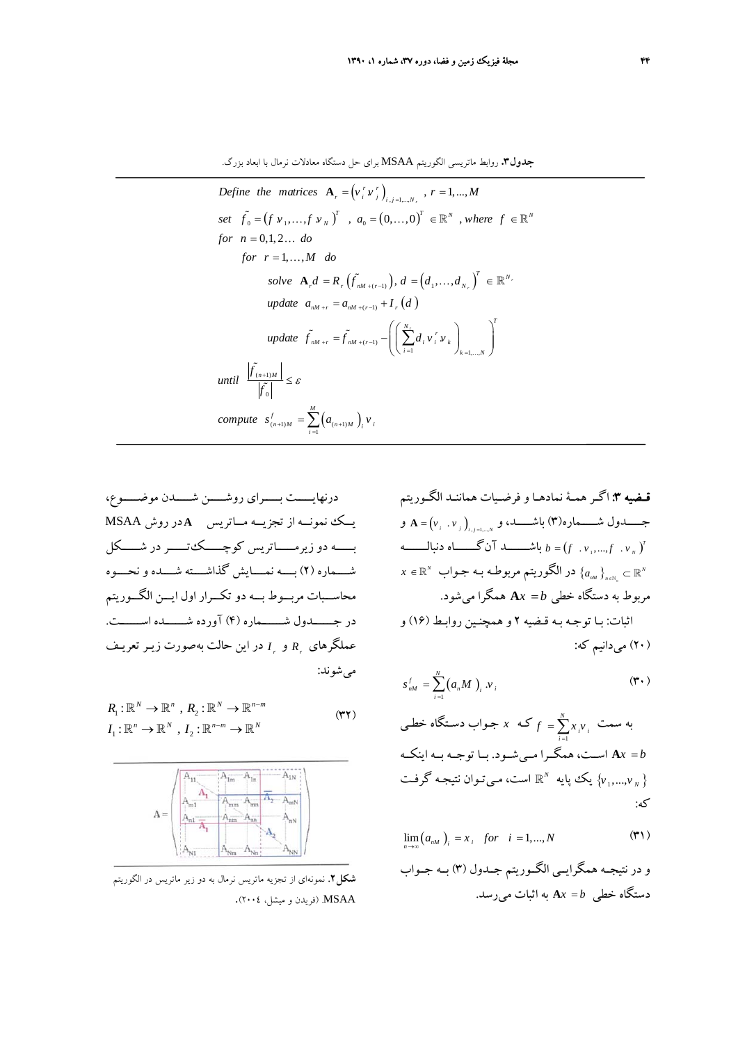**جدول۳.** روابط ماتریسی الگوریتم MSAA برای حل دستگاه معادلات نرمال با ابعاد بزرگ.

$$\textit{Define the matrices } \mathbf{A}_r = \left(v_i^r v_j^r\right)_{i,j=1,\ldots,N_r},\ r = 1,\ldots,M$$

$$\textit{set } \tilde{f}_0 = \left(f\, v_1,\ldots,f\, v_N\right)^T,\ a_0 = \left(0,\ldots,0\right)^T \in \mathbb{R}^N,\ \textit{where } f \in \mathbb{R}^N$$

$$\textit{for } n = 0,1,2\ldots \textit{ do}$$

$$\textit{for } r = 1,\ldots,M \textit{ do}$$

$$\textit{solve } \mathbf{A}_r d = R_r\left(\tilde{f}_{nM+(r-1)}\right),\ d = \left(d_1,\ldots,d_{N_r}\right)^T \in \mathbb{R}^{N_r}$$

$$\textit{update } a_{nM+r} = a_{nM+(r-1)} + I_r\left(d\right)$$

$$\textit{update } \tilde{f}_{nM+r} = \tilde{f}_{nM+(r-1)} - \left(\left(\sum_{i=1}^{N_r} d_i v_i^r v_k\right)_{k=1,\ldots,N}\right)^T$$

$$\textit{until } \frac{\left|\tilde{f}_{(n+1)M}\right|}{\left|\tilde{f}_0\right|} \le \varepsilon$$

$$\textit{compute } s^f_{(n+1)M} = \sum_{i=1}^{M}\left(a_{(n+1)M}\right)_i v_i$$

**قضیه ۳:** اگر همهٔ نمادها و فرضیات همانند الگوریتم جدول شماره(۳) باشد، و $\mathbf{A} = \left(v_i \cdot v_j\right)_{i,j=1,\ldots,N}$ و $b = \left(f \cdot v_1,\ldots,f \cdot v_N\right)^T$ باشد آن‌گاه دنباله $\{a_{nM}\}_{n\in\mathbb{N}_0} \subset \mathbb{R}^N$ در الگوریتم مربوطه به جواب $x \in \mathbb{R}^N$ مربوط به دستگاه خطی $\mathbf{A}x = b$ همگرا می‌شود.

اثبات: با توجه به قضیه ۲ و همچنین روابط (۱۶) و (۲۰) می‌دانیم که:

$$s^f_{nM} = \sum_{i=1}^{N}\left(a_n M\right)_i . v_i \tag{۳۰}$$

به سمت $f = \sum_{i=1}^{N} x_i v_i$ که $x$ جواب دستگاه خطی $\mathbf{A}x = b$ است، همگرا می‌شود. با توجه به اینکه $\{v_1,\ldots,v_N\}$ یک پایه $\mathbb{R}^N$ است، می‌توان نتیجه گرفت که:

$$\lim_{n\to\infty}\left(a_{nM}\right)_i = x_i \quad for \quad i = 1,\ldots,N \tag{۳۱}$$

و در نتیجه همگرایی الگوریتم جدول (۳) به جواب دستگاه خطی $\mathbf{A}x = b$ به اثبات می‌رسد.

درنهایت برای روشن شدن موضوع، یک نمونه از تجزیه ماتریس $\mathbf{A}$ در روش MSAA به دو زیرماتریس کوچک‌تر در شکل شماره (۲) به نمایش گذاشته شده و نحوه محاسبات مربوط به دو تکرار اول این الگوریتم در جدول شماره (۴) آورده شده است. عملگرهای $R_r$ و $I_r$ در این حالت به‌صورت زیر تعریف می‌شوند:

$$R_1 : \mathbb{R}^N \to \mathbb{R}^n,\ R_2 : \mathbb{R}^N \to \mathbb{R}^{n-m}$$
$$I_1 : \mathbb{R}^n \to \mathbb{R}^N,\ I_2 : \mathbb{R}^{n-m} \to \mathbb{R}^N \tag{۳۲}$$

$$\mathbf{A} = \begin{pmatrix} A_{11} & \cdots & A_{1m} & \cdots & A_{1n} & \cdots & A_{1N} \\ \vdots & \mathbf{A}_1 & \vdots & & \vdots & & \vdots \\ A_{m1} & \cdots & A_{mm} & \cdots & A_{mn} & \overline{\mathbf{A}}_2 & A_{mN} \\ \vdots & & \vdots & & \vdots & & \vdots \\ A_{n1} & \overline{\mathbf{A}}_1 & A_{nm} & \cdots & A_{nn} & \cdots & A_{nN} \\ \vdots & & \vdots & & \vdots & \mathbf{A}_2 & \vdots \\ A_{N1} & \cdots & A_{Nm} & \cdots & A_{Nn} & \cdots & A_{NN} \end{pmatrix}$$

**شکل۲.** نمونه‌ای از تجزیه ماتریس نرمال به دو زیر ماتریس در الگوریتم MSAA. (فریدن و میشل، ۲۰۰۴).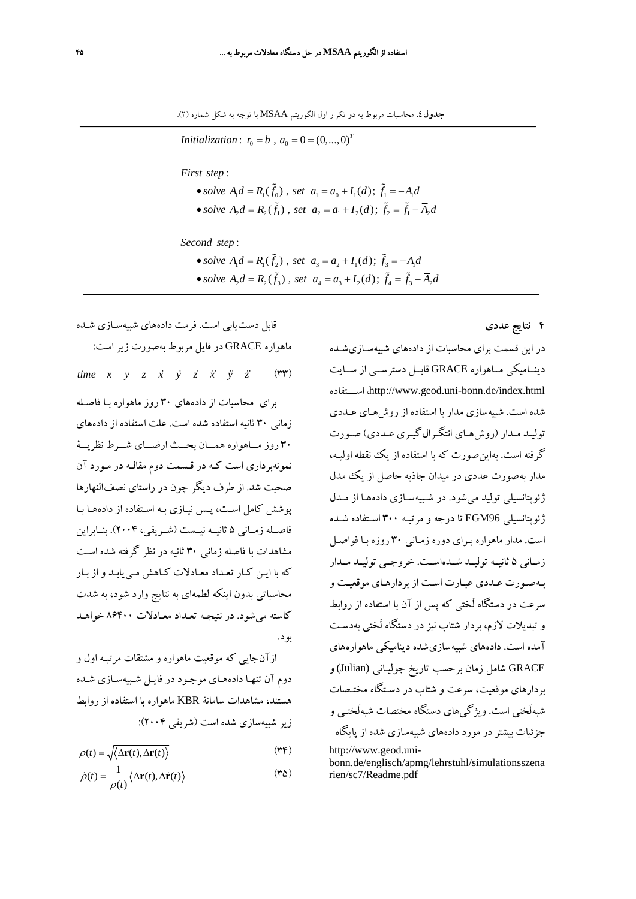**جدول ٤.** محاسبات مربوط به دو تکرار اول الگوریتم MSAA با توجه به شکل شماره (۲).

$$\textit{Initialization}: \; r_0 = b \;,\; a_0 = 0 = (0,...,0)^T$$

*First step*:

- $\textit{solve}\; A_1 d = R_1(\tilde{f}_0)\;,\; \textit{set}\;\; a_1 = a_0 + I_1(d);\; \tilde{f}_1 = -\overline{A}_1 d$
- $\textit{solve}\; A_2 d = R_2(\tilde{f}_1)\;,\; \textit{set}\;\; a_2 = a_1 + I_2(d);\; \tilde{f}_2 = \tilde{f}_1 - \overline{A}_2 d$

*Second step*:

- $\textit{solve}\; A_1 d = R_1(\tilde{f}_2)\;,\; \textit{set}\;\; a_3 = a_2 + I_1(d);\; \tilde{f}_3 = -\overline{A}_1 d$
- $\textit{solve}\; A_2 d = R_2(\tilde{f}_3)\;,\; \textit{set}\;\; a_4 = a_3 + I_2(d);\; \tilde{f}_4 = \tilde{f}_3 - \overline{A}_2 d$

## ۴ نتایج عددی

در این قسمت برای محاسبات از داده‌های شبیه‌سازی‌شده دینامیکی ماهواره GRACE قابل دسترسی از سایت http://www.geod.uni-bonn.de/index.html، استفاده شده است. شبیه‌سازی مدار با استفاده از روش‌های عددی تولید مدار (روش‌های انتگرال‌گیری عددی) صورت گرفته است. به‌این‌صورت که با استفاده از یک نقطه اولیه، مدار به‌صورت عددی در میدان جاذبه حاصل از یک مدل ژئوپتانسیلی تولید می‌شود. در شبیه‌سازی داده‌ها از مدل ژئوپتانسیلی EGM96 تا درجه و مرتبه ۳۰۰ استفاده شده است. مدار ماهواره برای دوره زمانی ۳۰ روزه با فواصل زمانی ۵ ثانیه تولید شده‌است. خروجی تولید مدار به‌صورت عددی عبارت است از بردارهای موقعیت و سرعت در دستگاه لَختی که پس از آن با استفاده از روابط و تبدیلات لازم، بردار شتاب نیز در دستگاه لَختی به‌دست آمده است. داده‌های شبیه‌سازی‌شده دینامیکی ماهواره‌های GRACE شامل زمان برحسب تاریخ جولیانی (Julian) و بردارهای موقعیت، سرعت و شتاب در دستگاه مختصات شبه‌لَختی است. ویژگی‌های دستگاه مختصات شبه‌لَختی و جزئیات بیشتر در مورد داده‌های شبیه‌سازی شده از پایگاه http://www.geod.uni-bonn.de/englisch/apmg/lehrstuhl/simulationsszenarien/sc7/Readme.pdf قابل دست‌یابی است. فرمت داده‌های شبیه‌سازی شده ماهواره GRACE در فایل مربوط به‌صورت زیر است:

$$time \quad x \quad y \quad z \quad \dot{x} \quad \dot{y} \quad \dot{z} \quad \ddot{x} \quad \ddot{y} \quad \ddot{z} \qquad (۳۳)$$

برای محاسبات از داده‌های ۳۰ روز ماهواره با فاصله زمانی ۳۰ ثانیه استفاده شده است. علت استفاده از داده‌های ۳۰ روز ماهواره همان بحث ارضای شرط نظریهٔ نمونه‌برداری است که در قسمت دوم مقاله در مورد آن صحبت شد. از طرف دیگر چون در راستای نصف‌النهارها پوشش کامل است، پس نیازی به استفاده از داده‌ها با فاصله زمانی ۵ ثانیه نیست (شریفی، ۲۰۰۴). بنابراین مشاهدات با فاصله زمانی ۳۰ ثانیه در نظر گرفته شده است که با این کار تعداد معادلات کاهش می‌یابد و از بار محاسباتی بدون اینکه لطمه‌ای به نتایج وارد شود، به شدت کاسته می‌شود. در نتیجه تعداد معادلات ۸۶۴۰۰ خواهد بود.

ازآن‌جایی که موقعیت ماهواره و مشتقات مرتبه اول و دوم آن تنها داده‌های موجود در فایل شبیه‌سازی شده هستند، مشاهدات سامانهٔ KBR ماهواره با استفاده از روابط زیر شبیه‌سازی شده است (شریفی ۲۰۰۴):

$$\rho(t) = \sqrt{\langle \Delta\mathbf{r}(t), \Delta\mathbf{r}(t) \rangle} \qquad (۳۴)$$

$$\dot{\rho}(t) = \frac{1}{\rho(t)} \langle \Delta\mathbf{r}(t), \Delta\dot{\mathbf{r}}(t) \rangle \qquad (۳۵)$$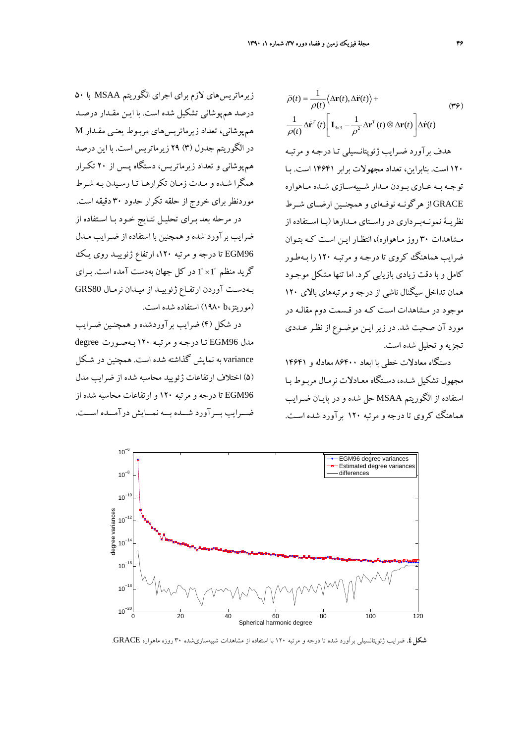$$\ddot{\rho}(t) = \frac{1}{\rho(t)}\langle \Delta\mathbf{r}(t), \Delta\ddot{\mathbf{r}}(t)\rangle + \frac{1}{\rho(t)}\Delta\dot{\mathbf{r}}^T(t)\left[\mathbf{I}_{3\times3} - \frac{1}{\rho^2}\Delta\mathbf{r}^T(t)\otimes\Delta\mathbf{r}(t)\right]\Delta\dot{\mathbf{r}}(t) \tag{۳۶}$$

هدف برآورد ضرایب ژئوپتانسیلی تا درجه و مرتبه ۱۲۰ است. بنابراین، تعداد مجهولات برابر ۱۴۶۴۱ است. با توجه به عاری بودن مدار شبیه‌سازی شده ماهواره GRACE از هرگونه نوفه‌ای و همچنین ارضای شرط نظریهٔ نمونه‌برداری در راستای مدارها (با استفاده از مشاهدات ۳۰ روز ماهواره)، انتظار این است که بتوان ضرایب هماهنگ کروی تا درجه و مرتبه ۱۲۰ را به‌طور کامل و با دقت زیادی بازیابی کرد. اما تنها مشکل موجود همان تداخل سیگنال ناشی از درجه و مرتبه‌های بالای ۱۲۰ موجود در مشاهدات است که در قسمت دوم مقاله در مورد آن صحبت شد. در زیر این موضوع از نظر عددی تجزیه و تحلیل شده است.

دستگاه معادلات خطی با ابعاد ۸۶۴۰۰ معادله و ۱۴۶۴۱ مجهول تشکیل شده، دستگاه معادلات نرمال مربوط با استفاده از الگوریتم MSAA حل شده و در پایان ضرایب هماهنگ کروی تا درجه و مرتبه ۱۲۰ برآورد شده است.

زیرماتریس‌های لازم برای اجرای الگوریتم MSAA با ۵۰ درصد هم‌پوشانی تشکیل شده است. با این مقدار درصد هم‌پوشانی، تعداد زیرماتریس‌های مربوط یعنی مقدار M در الگوریتم جدول (۳) ۲۹ زیرماتریس است. با این درصد هم‌پوشانی و تعداد زیرماتریس، دستگاه پس از ۲۰ تکرار همگرا شده و مدت زمان تکرارها تا رسیدن به شرط موردنظر برای خروج از حلقه تکرار حدود ۳۰ دقیقه است.

در مرحله بعد برای تحلیل نتایج خود با استفاده از ضرایب برآورد شده و همچنین با استفاده از ضرایب مدل EGM96 تا درجه و مرتبه ۱۲۰، ارتفاع ژئویید روی یک گرید منظم $1^\circ \times 1^\circ$ در کل جهان به‌دست آمده است. برای به‌دست آوردن ارتفاع ژئویید از میدان نرمال GRS80 (موریتز، 1980b) استفاده شده است.

در شکل (۴) ضرایب برآوردشده و همچنین ضرایب مدل EGM96 تا درجه و مرتبه ۱۲۰ به‌صورت degree variance به نمایش گذاشته شده است. همچنین در شکل (۵) اختلاف ارتفاعات ژئویید محاسبه شده از ضرایب مدل EGM96 تا درجه و مرتبه ۱۲۰ و ارتفاعات محاسبه شده از ضرایب برآورد شده به نمایش درآمده است.

**شکل ٤.** ضرایب ژئوپتانسیلی برآورد شده تا درجه و مرتبه ۱۲۰ با استفاده از مشاهدات شبیه‌سازی‌شده ۳۰ روزه ماهواره GRACE.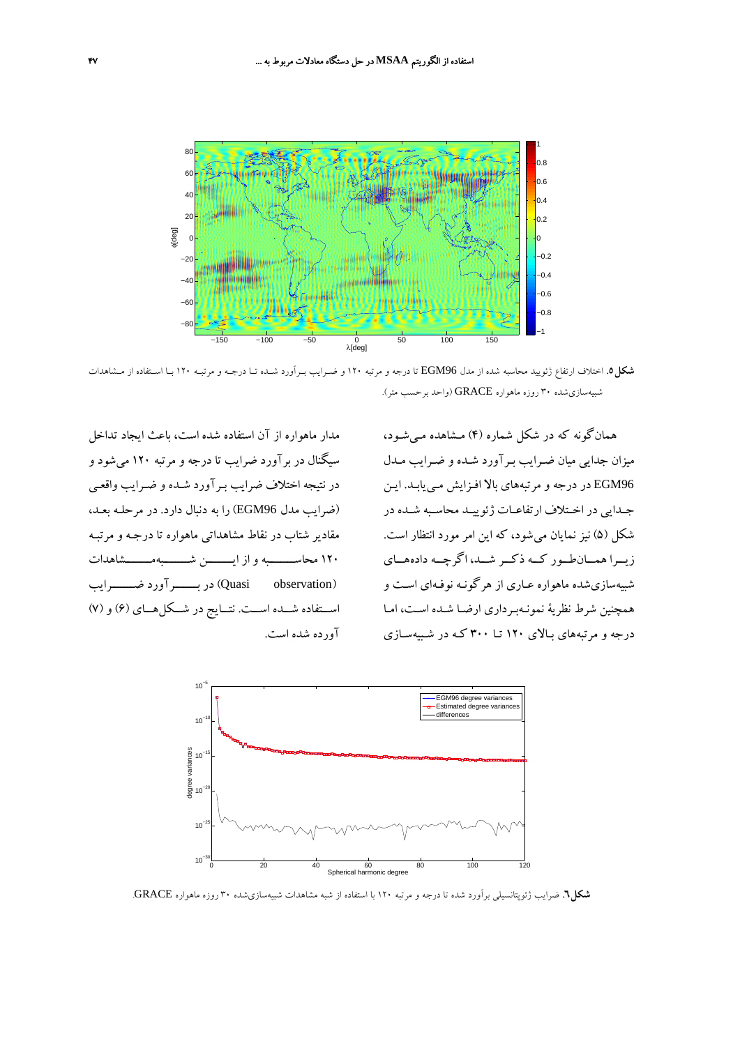**شکل ۵.** اختلاف ارتفاع ژئویید محاسبه شده از مدل EGM96 تا درجه و مرتبه ۱۲۰ و ضرایب برآورد شده تا درجه و مرتبه ۱۲۰ با استفاده از مشاهدات شبیه‌سازی‌شده ۳۰ روزه ماهواره GRACE (واحد برحسب متر).

همان‌گونه که در شکل شماره (۴) مشاهده می‌شود، میزان جدایی میان ضرایب برآورد شده و ضرایب مدل EGM96 در درجه و مرتبه‌های بالا افزایش می‌یابد. این جدایی در اختلاف ارتفاعات ژئویید محاسبه شده در شکل (۵) نیز نمایان می‌شود، که این امر مورد انتظار است. زیرا همان‌طور که ذکر شد، اگرچه داده‌های شبیه‌سازی‌شده ماهواره عاری از هرگونه نوفه‌ای است و همچنین شرط نظریهٔ نمونه‌برداری ارضا شده است، اما درجه و مرتبه‌های بالای ۱۲۰ تا ۳۰۰ که در شبیه‌سازی مدار ماهواره از آن استفاده شده است، باعث ایجاد تداخل سیگنال در برآورد ضرایب تا درجه و مرتبه ۱۲۰ می‌شود و در نتیجه اختلاف ضرایب برآورد شده و ضرایب واقعی (ضرایب مدل EGM96) را به دنبال دارد. در مرحله بعد، مقادیر شتاب در نقاط مشاهداتی ماهواره تا درجه و مرتبه ۱۲۰ محاسبه و از این شبه‌مشاهدات (Quasi observation) در برآورد ضرایب استفاده شده است. نتایج در شکل‌های (۶) و (۷) آورده شده است.

**شکل ۶.** ضرایب ژئوپتانسیلی برآورد شده تا درجه و مرتبه ۱۲۰ با استفاده از شبه مشاهدات شبیه‌سازی‌شده ۳۰ روزه ماهواره GRACE.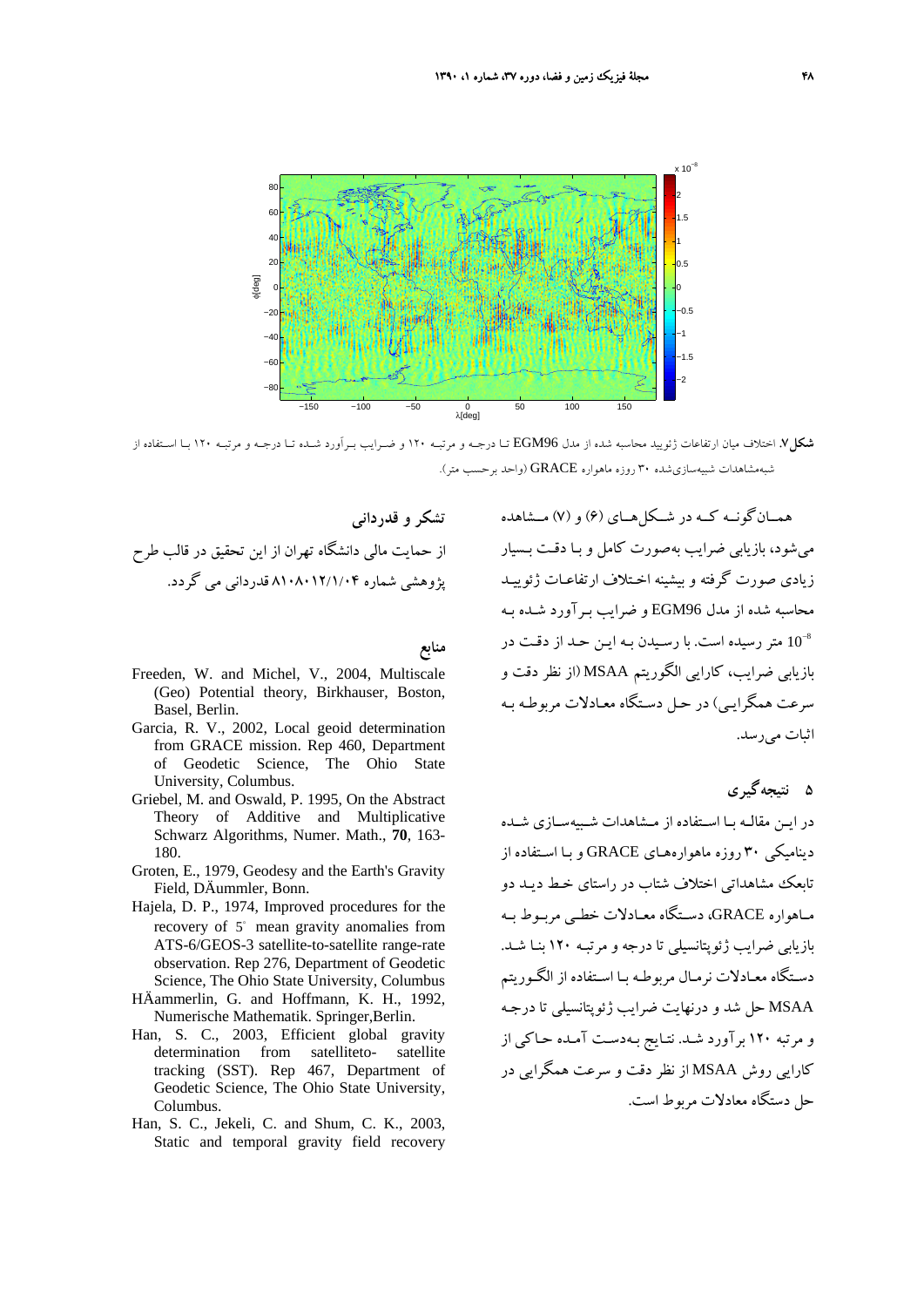شکل۷. اختلاف میان ارتفاعات ژئوئید محاسبه شده از مدل EGM96 تا درجه و مرتبه ۱۲۰ و ضرایب برآورد شده تا درجه و مرتبه ۱۲۰ با استفاده از شبه‌مشاهدات شبیه‌سازی‌شده ۳۰ روزه ماهواره GRACE (واحد برحسب متر).

همان‌گونه که در شکل‌های (۶) و (۷) مشاهده می‌شود، بازیابی ضرایب به‌صورت کامل و با دقت بسیار زیادی صورت گرفته و بیشینه اختلاف ارتفاعات ژئویید محاسبه شده از مدل EGM96 و ضرایب برآورد شده به $10^{-8}$ متر رسیده است. با رسیدن به این حد از دقت در بازیابی ضرایب، کارایی الگوریتم MSAA (از نظر دقت و سرعت همگرایی) در حل دستگاه معادلات مربوطه به اثبات می‌رسد.

## ۵ نتیجه‌گیری

در این مقاله با استفاده از مشاهدات شبیه‌سازی شده دینامیکی ۳۰ روزه ماهواره‌های GRACE و با استفاده از تابعک مشاهداتی اختلاف شتاب در راستای خط دید دو ماهواره GRACE، دستگاه معادلات خطی مربوط به بازیابی ضرایب ژئوپتانسیلی تا درجه و مرتبه ۱۲۰ بنا شد. دستگاه معادلات نرمال مربوطه با استفاده از الگوریتم MSAA حل شد و درنهایت ضرایب ژئوپتانسیلی تا درجه و مرتبه ۱۲۰ برآورد شد. نتایج به‌دست آمده حاکی از کارایی روش MSAA از نظر دقت و سرعت همگرایی در حل دستگاه معادلات مربوط است.

## تشکر و قدردانی

از حمایت مالی دانشگاه تهران از این تحقیق در قالب طرح پژوهشی شماره ۸۱۰۸۰۱۲/۱/۰۴ قدردانی می گردد.

## منابع

Freeden, W. and Michel, V., 2004, Multiscale (Geo) Potential theory, Birkhauser, Boston, Basel, Berlin.

Garcia, R. V., 2002, Local geoid determination from GRACE mission. Rep 460, Department of Geodetic Science, The Ohio State University, Columbus.

Griebel, M. and Oswald, P. 1995, On the Abstract Theory of Additive and Multiplicative Schwarz Algorithms, Numer. Math., **70**, 163-180.

Groten, E., 1979, Geodesy and the Earth's Gravity Field, DÄummler, Bonn.

Hajela, D. P., 1974, Improved procedures for the recovery of 5° mean gravity anomalies from ATS-6/GEOS-3 satellite-to-satellite range-rate observation. Rep 276, Department of Geodetic Science, The Ohio State University, Columbus

HÄammerlin, G. and Hoffmann, K. H., 1992, Numerische Mathematik. Springer,Berlin.

Han, S. C., 2003, Efficient global gravity determination from satelliteto- satellite tracking (SST). Rep 467, Department of Geodetic Science, The Ohio State University, Columbus.

Han, S. C., Jekeli, C. and Shum, C. K., 2003, Static and temporal gravity field recovery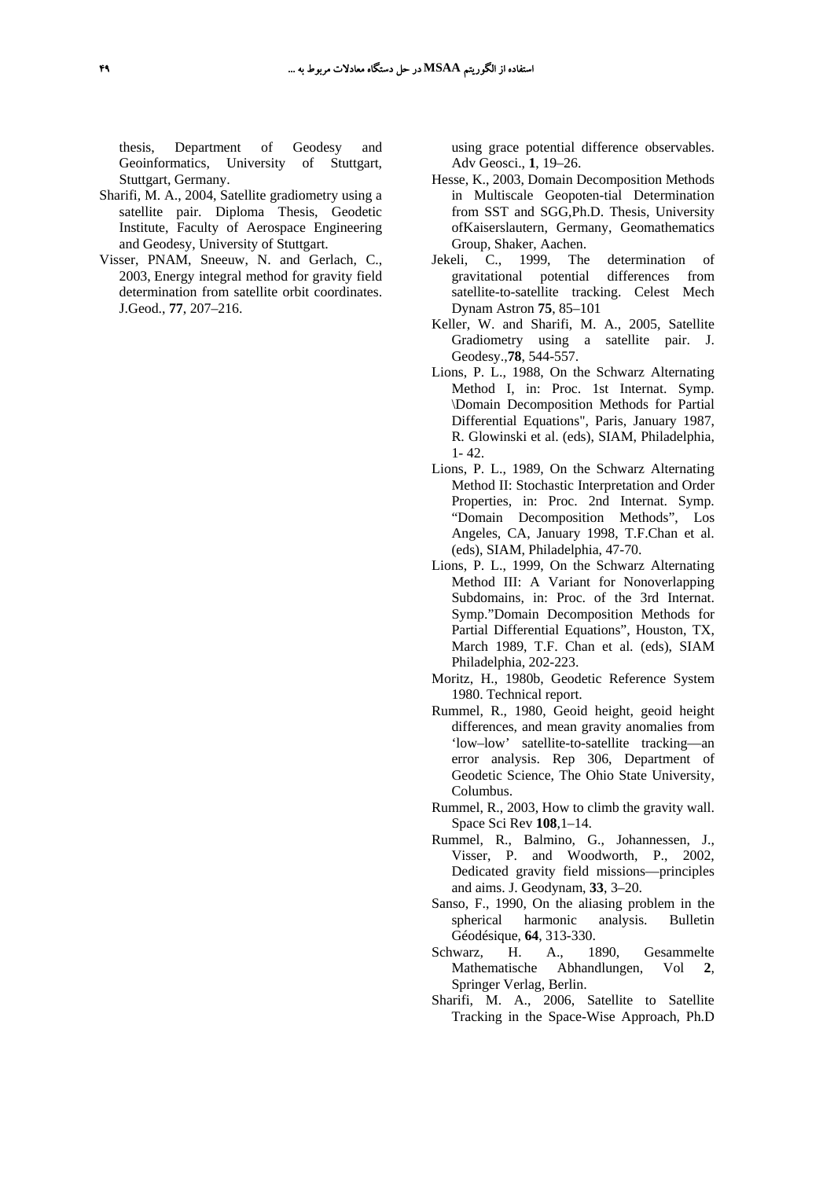thesis, Department of Geodesy and Geoinformatics, University of Stuttgart, Stuttgart, Germany.

Sharifi, M. A., 2004, Satellite gradiometry using a satellite pair. Diploma Thesis, Geodetic Institute, Faculty of Aerospace Engineering and Geodesy, University of Stuttgart.

Visser, PNAM, Sneeuw, N. and Gerlach, C., 2003, Energy integral method for gravity field determination from satellite orbit coordinates. J.Geod., **77**, 207–216.

using grace potential difference observables. Adv Geosci., **1**, 19–26.

Hesse, K., 2003, Domain Decomposition Methods in Multiscale Geopoten-tial Determination from SST and SGG,Ph.D. Thesis, University ofKaiserslautern, Germany, Geomathematics Group, Shaker, Aachen.

Jekeli, C., 1999, The determination of gravitational potential differences from satellite-to-satellite tracking. Celest Mech Dynam Astron **75**, 85–101

Keller, W. and Sharifi, M. A., 2005, Satellite Gradiometry using a satellite pair. J. Geodesy.,**78**, 544-557.

Lions, P. L., 1988, On the Schwarz Alternating Method I, in: Proc. 1st Internat. Symp. \Domain Decomposition Methods for Partial Differential Equations", Paris, January 1987, R. Glowinski et al. (eds), SIAM, Philadelphia, 1- 42.

Lions, P. L., 1989, On the Schwarz Alternating Method II: Stochastic Interpretation and Order Properties, in: Proc. 2nd Internat. Symp. "Domain Decomposition Methods", Los Angeles, CA, January 1998, T.F.Chan et al. (eds), SIAM, Philadelphia, 47-70.

Lions, P. L., 1999, On the Schwarz Alternating Method III: A Variant for Nonoverlapping Subdomains, in: Proc. of the 3rd Internat. Symp."Domain Decomposition Methods for Partial Differential Equations", Houston, TX, March 1989, T.F. Chan et al. (eds), SIAM Philadelphia, 202-223.

Moritz, H., 1980b, Geodetic Reference System 1980. Technical report.

Rummel, R., 1980, Geoid height, geoid height differences, and mean gravity anomalies from 'low–low' satellite-to-satellite tracking—an error analysis. Rep 306, Department of Geodetic Science, The Ohio State University, Columbus.

Rummel, R., 2003, How to climb the gravity wall. Space Sci Rev **108**,1–14.

Rummel, R., Balmino, G., Johannessen, J., Visser, P. and Woodworth, P., 2002, Dedicated gravity field missions—principles and aims. J. Geodynam, **33**, 3–20.

Sanso, F., 1990, On the aliasing problem in the spherical harmonic analysis. Bulletin Géodésique, **64**, 313-330.

Schwarz, H. A., 1890, Gesammelte Mathematische Abhandlungen, Vol **2**, Springer Verlag, Berlin.

Sharifi, M. A., 2006, Satellite to Satellite Tracking in the Space-Wise Approach, Ph.D